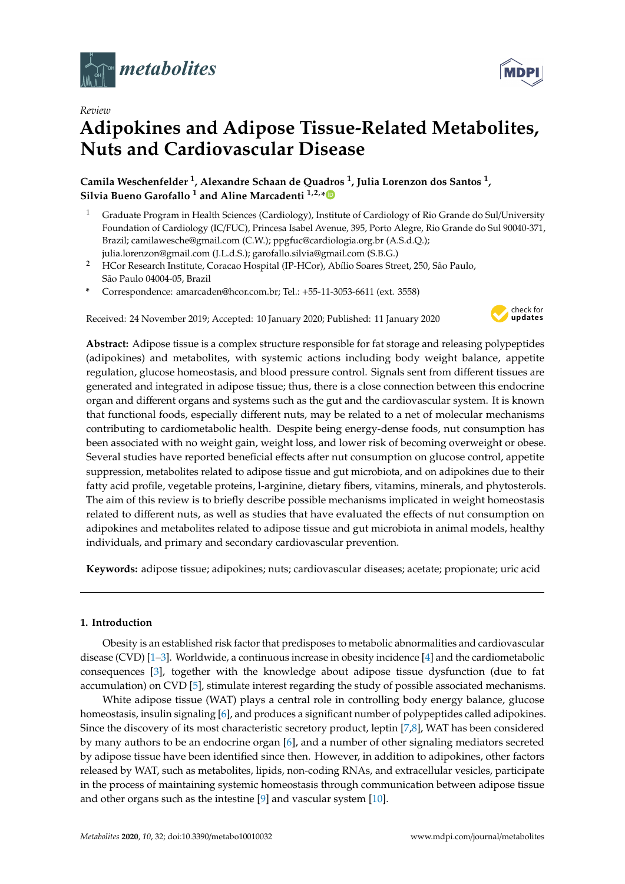*Review*

# Adipokines and Adipose Tissue-Related Metabolites, Nuts and Cardiovascular Disease

**Camila Weschenfelder [1], Alexandre Schaan de Quadros [1], Julia Lorenzon dos Santos [1], Silvia Bueno Garofallo [1] and Aline Marcadenti [1,2,*]**

[1] Graduate Program in Health Sciences (Cardiology), Institute of Cardiology of Rio Grande do Sul/University Foundation of Cardiology (IC/FUC), Princesa Isabel Avenue, 395, Porto Alegre, Rio Grande do Sul 90040-371, Brazil; camilawesche@gmail.com (C.W.); ppgfuc@cardiologia.org.br (A.S.d.Q.); julia.lorenzon@gmail.com (J.L.d.S.); garofallo.silvia@gmail.com (S.B.G.)

[2] HCor Research Institute, Coracao Hospital (IP-HCor), Abílio Soares Street, 250, São Paulo, São Paulo 04004-05, Brazil

\* Correspondence: amarcaden@hcor.com.br; Tel.: +55-11-3053-6611 (ext. 3558)

Received: 24 November 2019; Accepted: 10 January 2020; Published: 11 January 2020

**Abstract:** Adipose tissue is a complex structure responsible for fat storage and releasing polypeptides (adipokines) and metabolites, with systemic actions including body weight balance, appetite regulation, glucose homeostasis, and blood pressure control. Signals sent from different tissues are generated and integrated in adipose tissue; thus, there is a close connection between this endocrine organ and different organs and systems such as the gut and the cardiovascular system. It is known that functional foods, especially different nuts, may be related to a net of molecular mechanisms contributing to cardiometabolic health. Despite being energy-dense foods, nut consumption has been associated with no weight gain, weight loss, and lower risk of becoming overweight or obese. Several studies have reported beneficial effects after nut consumption on glucose control, appetite suppression, metabolites related to adipose tissue and gut microbiota, and on adipokines due to their fatty acid profile, vegetable proteins, l-arginine, dietary fibers, vitamins, minerals, and phytosterols. The aim of this review is to briefly describe possible mechanisms implicated in weight homeostasis related to different nuts, as well as studies that have evaluated the effects of nut consumption on adipokines and metabolites related to adipose tissue and gut microbiota in animal models, healthy individuals, and primary and secondary cardiovascular prevention.

**Keywords:** adipose tissue; adipokines; nuts; cardiovascular diseases; acetate; propionate; uric acid

## 1. Introduction

Obesity is an established risk factor that predisposes to metabolic abnormalities and cardiovascular disease (CVD) [1–3]. Worldwide, a continuous increase in obesity incidence [4] and the cardiometabolic consequences [3], together with the knowledge about adipose tissue dysfunction (due to fat accumulation) on CVD [5], stimulate interest regarding the study of possible associated mechanisms.

White adipose tissue (WAT) plays a central role in controlling body energy balance, glucose homeostasis, insulin signaling [6], and produces a significant number of polypeptides called adipokines. Since the discovery of its most characteristic secretory product, leptin [7,8], WAT has been considered by many authors to be an endocrine organ [6], and a number of other signaling mediators secreted by adipose tissue have been identified since then. However, in addition to adipokines, other factors released by WAT, such as metabolites, lipids, non-coding RNAs, and extracellular vesicles, participate in the process of maintaining systemic homeostasis through communication between adipose tissue and other organs such as the intestine [9] and vascular system [10].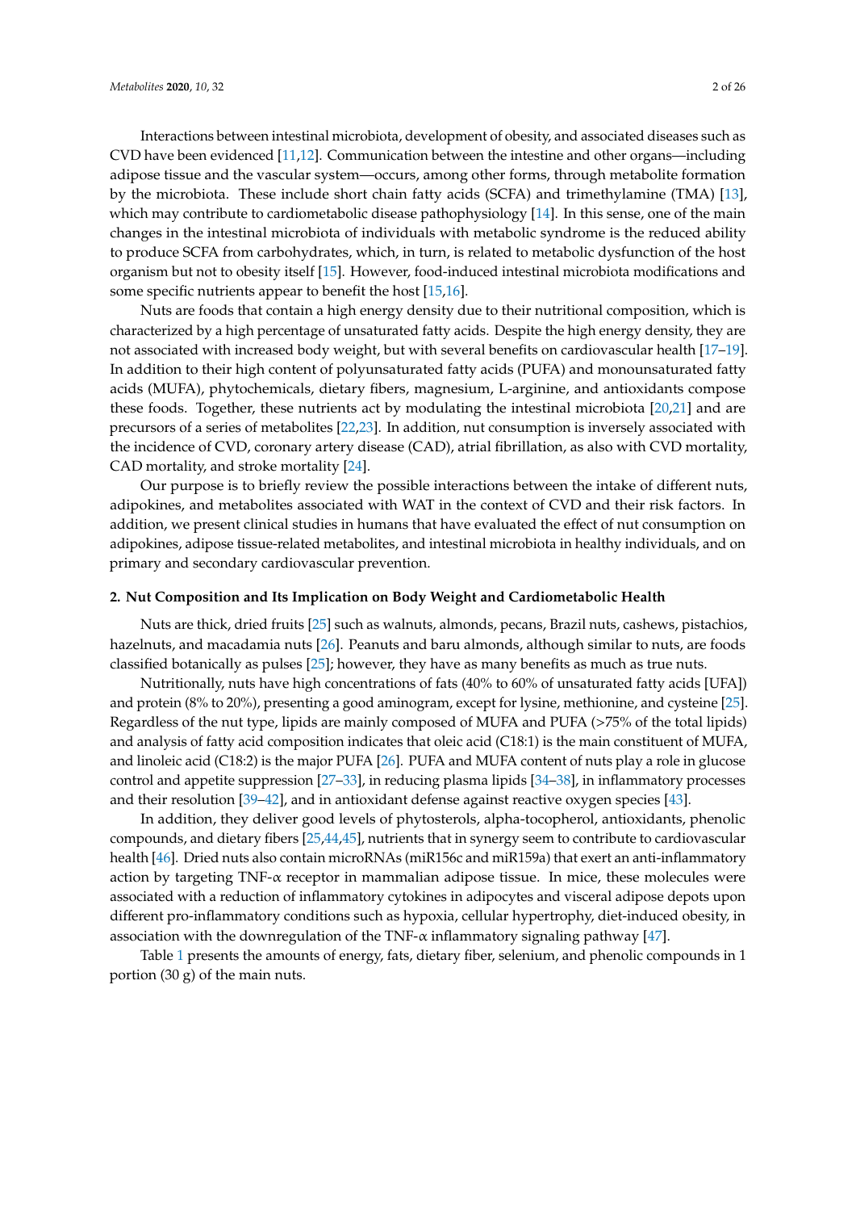Interactions between intestinal microbiota, development of obesity, and associated diseases such as CVD have been evidenced [11,12]. Communication between the intestine and other organs—including adipose tissue and the vascular system—occurs, among other forms, through metabolite formation by the microbiota. These include short chain fatty acids (SCFA) and trimethylamine (TMA) [13], which may contribute to cardiometabolic disease pathophysiology [14]. In this sense, one of the main changes in the intestinal microbiota of individuals with metabolic syndrome is the reduced ability to produce SCFA from carbohydrates, which, in turn, is related to metabolic dysfunction of the host organism but not to obesity itself [15]. However, food-induced intestinal microbiota modifications and some specific nutrients appear to benefit the host [15,16].

Nuts are foods that contain a high energy density due to their nutritional composition, which is characterized by a high percentage of unsaturated fatty acids. Despite the high energy density, they are not associated with increased body weight, but with several benefits on cardiovascular health [17–19]. In addition to their high content of polyunsaturated fatty acids (PUFA) and monounsaturated fatty acids (MUFA), phytochemicals, dietary fibers, magnesium, L-arginine, and antioxidants compose these foods. Together, these nutrients act by modulating the intestinal microbiota [20,21] and are precursors of a series of metabolites [22,23]. In addition, nut consumption is inversely associated with the incidence of CVD, coronary artery disease (CAD), atrial fibrillation, as also with CVD mortality, CAD mortality, and stroke mortality [24].

Our purpose is to briefly review the possible interactions between the intake of different nuts, adipokines, and metabolites associated with WAT in the context of CVD and their risk factors. In addition, we present clinical studies in humans that have evaluated the effect of nut consumption on adipokines, adipose tissue-related metabolites, and intestinal microbiota in healthy individuals, and on primary and secondary cardiovascular prevention.

## 2. Nut Composition and Its Implication on Body Weight and Cardiometabolic Health

Nuts are thick, dried fruits [25] such as walnuts, almonds, pecans, Brazil nuts, cashews, pistachios, hazelnuts, and macadamia nuts [26]. Peanuts and baru almonds, although similar to nuts, are foods classified botanically as pulses [25]; however, they have as many benefits as much as true nuts.

Nutritionally, nuts have high concentrations of fats (40% to 60% of unsaturated fatty acids [UFA]) and protein (8% to 20%), presenting a good aminogram, except for lysine, methionine, and cysteine [25]. Regardless of the nut type, lipids are mainly composed of MUFA and PUFA (>75% of the total lipids) and analysis of fatty acid composition indicates that oleic acid (C18:1) is the main constituent of MUFA, and linoleic acid (C18:2) is the major PUFA [26]. PUFA and MUFA content of nuts play a role in glucose control and appetite suppression [27–33], in reducing plasma lipids [34–38], in inflammatory processes and their resolution [39–42], and in antioxidant defense against reactive oxygen species [43].

In addition, they deliver good levels of phytosterols, alpha-tocopherol, antioxidants, phenolic compounds, and dietary fibers [25,44,45], nutrients that in synergy seem to contribute to cardiovascular health [46]. Dried nuts also contain microRNAs (miR156c and miR159a) that exert an anti-inflammatory action by targeting TNF-α receptor in mammalian adipose tissue. In mice, these molecules were associated with a reduction of inflammatory cytokines in adipocytes and visceral adipose depots upon different pro-inflammatory conditions such as hypoxia, cellular hypertrophy, diet-induced obesity, in association with the downregulation of the TNF-α inflammatory signaling pathway [47].

Table 1 presents the amounts of energy, fats, dietary fiber, selenium, and phenolic compounds in 1 portion (30 g) of the main nuts.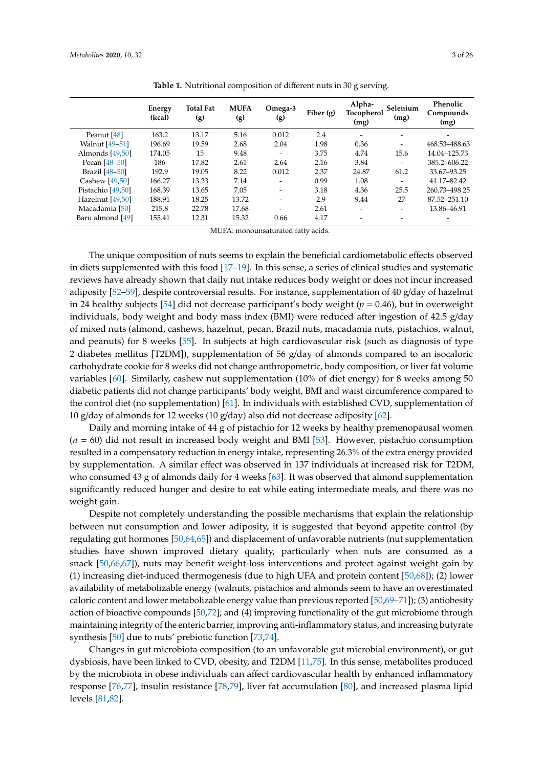**Table 1.** Nutritional composition of different nuts in 30 g serving.

| | Energy (kcal) | Total Fat (g) | MUFA (g) | Omega-3 (g) | Fiber (g) | Alpha-Tocopherol (mg) | Selenium (mg) | Phenolic Compounds (mg) |
|---|---|---|---|---|---|---|---|---|
| Peanut [48] | 163.2 | 13.17 | 5.16 | 0.012 | 2.4 | - | - | - |
| Walnut [49–51] | 196.69 | 19.59 | 2.68 | 2.04 | 1.98 | 0.36 | - | 468.53–488.63 |
| Almonds [49,50] | 174.05 | 15 | 9.48 | - | 3.75 | 4.74 | 15.6 | 14.04–125.73 |
| Pecan [48–50] | 186 | 17.82 | 2.61 | 2.64 | 2.16 | 3.84 | - | 385.2–606.22 |
| Brazil [48–50] | 192.9 | 19.05 | 8.22 | 0.012 | 2.37 | 24.87 | 61.2 | 33.67–93.25 |
| Cashew [49,50] | 166.27 | 13.23 | 7.14 | - | 0.99 | 1.08 | - | 41.17–82.42 |
| Pistachio [49,50] | 168.39 | 13.65 | 7.05 | - | 3.18 | 4.36 | 25.5 | 260.73–498.25 |
| Hazelnut [49,50] | 188.91 | 18.25 | 13.72 | - | 2.9 | 9.44 | 27 | 87.52–251.10 |
| Macadamia [50] | 215.8 | 22.78 | 17.68 | - | 2.61 | - | - | 13.86–46.91 |
| Baru almond [49] | 155.41 | 12.31 | 15.32 | 0.66 | 4.17 | - | - | - |

MUFA: monounsaturated fatty acids.

The unique composition of nuts seems to explain the beneficial cardiometabolic effects observed in diets supplemented with this food [17–19]. In this sense, a series of clinical studies and systematic reviews have already shown that daily nut intake reduces body weight or does not incur increased adiposity [52–59], despite controversial results. For instance, supplementation of 40 g/day of hazelnut in 24 healthy subjects [54] did not decrease participant's body weight ($p = 0.46$), but in overweight individuals, body weight and body mass index (BMI) were reduced after ingestion of 42.5 g/day of mixed nuts (almond, cashews, hazelnut, pecan, Brazil nuts, macadamia nuts, pistachios, walnut, and peanuts) for 8 weeks [55]. In subjects at high cardiovascular risk (such as diagnosis of type 2 diabetes mellitus [T2DM]), supplementation of 56 g/day of almonds compared to an isocaloric carbohydrate cookie for 8 weeks did not change anthropometric, body composition, or liver fat volume variables [60]. Similarly, cashew nut supplementation (10% of diet energy) for 8 weeks among 50 diabetic patients did not change participants' body weight, BMI and waist circumference compared to the control diet (no supplementation) [61]. In individuals with established CVD, supplementation of 10 g/day of almonds for 12 weeks (10 g/day) also did not decrease adiposity [62].

Daily and morning intake of 44 g of pistachio for 12 weeks by healthy premenopausal women ($n = 60$) did not result in increased body weight and BMI [53]. However, pistachio consumption resulted in a compensatory reduction in energy intake, representing 26.3% of the extra energy provided by supplementation. A similar effect was observed in 137 individuals at increased risk for T2DM, who consumed 43 g of almonds daily for 4 weeks [63]. It was observed that almond supplementation significantly reduced hunger and desire to eat while eating intermediate meals, and there was no weight gain.

Despite not completely understanding the possible mechanisms that explain the relationship between nut consumption and lower adiposity, it is suggested that beyond appetite control (by regulating gut hormones [50,64,65]) and displacement of unfavorable nutrients (nut supplementation studies have shown improved dietary quality, particularly when nuts are consumed as a snack [50,66,67]), nuts may benefit weight-loss interventions and protect against weight gain by (1) increasing diet-induced thermogenesis (due to high UFA and protein content [50,68]); (2) lower availability of metabolizable energy (walnuts, pistachios and almonds seem to have an overestimated caloric content and lower metabolizable energy value than previous reported [50,69–71]); (3) antiobesity action of bioactive compounds [50,72]; and (4) improving functionality of the gut microbiome through maintaining integrity of the enteric barrier, improving anti-inflammatory status, and increasing butyrate synthesis [50] due to nuts' prebiotic function [73,74].

Changes in gut microbiota composition (to an unfavorable gut microbial environment), or gut dysbiosis, have been linked to CVD, obesity, and T2DM [11,75]. In this sense, metabolites produced by the microbiota in obese individuals can affect cardiovascular health by enhanced inflammatory response [76,77], insulin resistance [78,79], liver fat accumulation [80], and increased plasma lipid levels [81,82].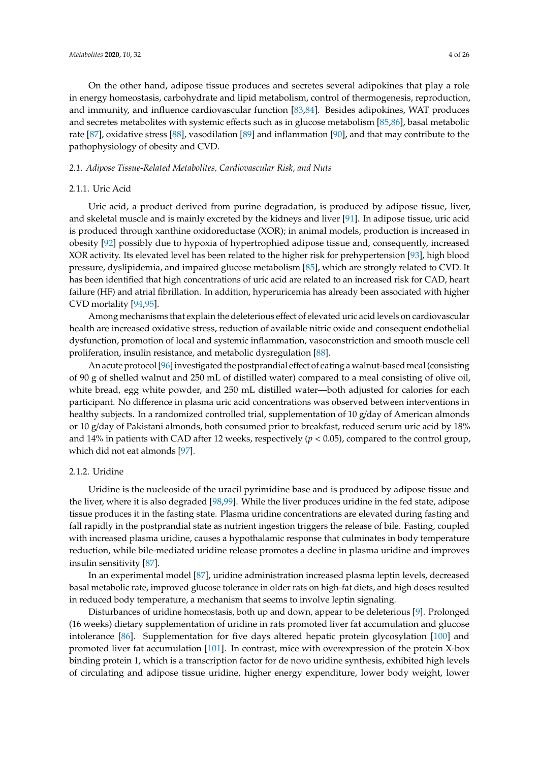On the other hand, adipose tissue produces and secretes several adipokines that play a role in energy homeostasis, carbohydrate and lipid metabolism, control of thermogenesis, reproduction, and immunity, and influence cardiovascular function [83,84]. Besides adipokines, WAT produces and secretes metabolites with systemic effects such as in glucose metabolism [85,86], basal metabolic rate [87], oxidative stress [88], vasodilation [89] and inflammation [90], and that may contribute to the pathophysiology of obesity and CVD.

### *2.1. Adipose Tissue-Related Metabolites, Cardiovascular Risk, and Nuts*

#### 2.1.1. Uric Acid

Uric acid, a product derived from purine degradation, is produced by adipose tissue, liver, and skeletal muscle and is mainly excreted by the kidneys and liver [91]. In adipose tissue, uric acid is produced through xanthine oxidoreductase (XOR); in animal models, production is increased in obesity [92] possibly due to hypoxia of hypertrophied adipose tissue and, consequently, increased XOR activity. Its elevated level has been related to the higher risk for prehypertension [93], high blood pressure, dyslipidemia, and impaired glucose metabolism [85], which are strongly related to CVD. It has been identified that high concentrations of uric acid are related to an increased risk for CAD, heart failure (HF) and atrial fibrillation. In addition, hyperuricemia has already been associated with higher CVD mortality [94,95].

Among mechanisms that explain the deleterious effect of elevated uric acid levels on cardiovascular health are increased oxidative stress, reduction of available nitric oxide and consequent endothelial dysfunction, promotion of local and systemic inflammation, vasoconstriction and smooth muscle cell proliferation, insulin resistance, and metabolic dysregulation [88].

An acute protocol [96] investigated the postprandial effect of eating a walnut-based meal (consisting of 90 g of shelled walnut and 250 mL of distilled water) compared to a meal consisting of olive oil, white bread, egg white powder, and 250 mL distilled water—both adjusted for calories for each participant. No difference in plasma uric acid concentrations was observed between interventions in healthy subjects. In a randomized controlled trial, supplementation of 10 g/day of American almonds or 10 g/day of Pakistani almonds, both consumed prior to breakfast, reduced serum uric acid by 18% and 14% in patients with CAD after 12 weeks, respectively ($p < 0.05$), compared to the control group, which did not eat almonds [97].

#### 2.1.2. Uridine

Uridine is the nucleoside of the uracil pyrimidine base and is produced by adipose tissue and the liver, where it is also degraded [98,99]. While the liver produces uridine in the fed state, adipose tissue produces it in the fasting state. Plasma uridine concentrations are elevated during fasting and fall rapidly in the postprandial state as nutrient ingestion triggers the release of bile. Fasting, coupled with increased plasma uridine, causes a hypothalamic response that culminates in body temperature reduction, while bile-mediated uridine release promotes a decline in plasma uridine and improves insulin sensitivity [87].

In an experimental model [87], uridine administration increased plasma leptin levels, decreased basal metabolic rate, improved glucose tolerance in older rats on high-fat diets, and high doses resulted in reduced body temperature, a mechanism that seems to involve leptin signaling.

Disturbances of uridine homeostasis, both up and down, appear to be deleterious [9]. Prolonged (16 weeks) dietary supplementation of uridine in rats promoted liver fat accumulation and glucose intolerance [86]. Supplementation for five days altered hepatic protein glycosylation [100] and promoted liver fat accumulation [101]. In contrast, mice with overexpression of the protein X-box binding protein 1, which is a transcription factor for de novo uridine synthesis, exhibited high levels of circulating and adipose tissue uridine, higher energy expenditure, lower body weight, lower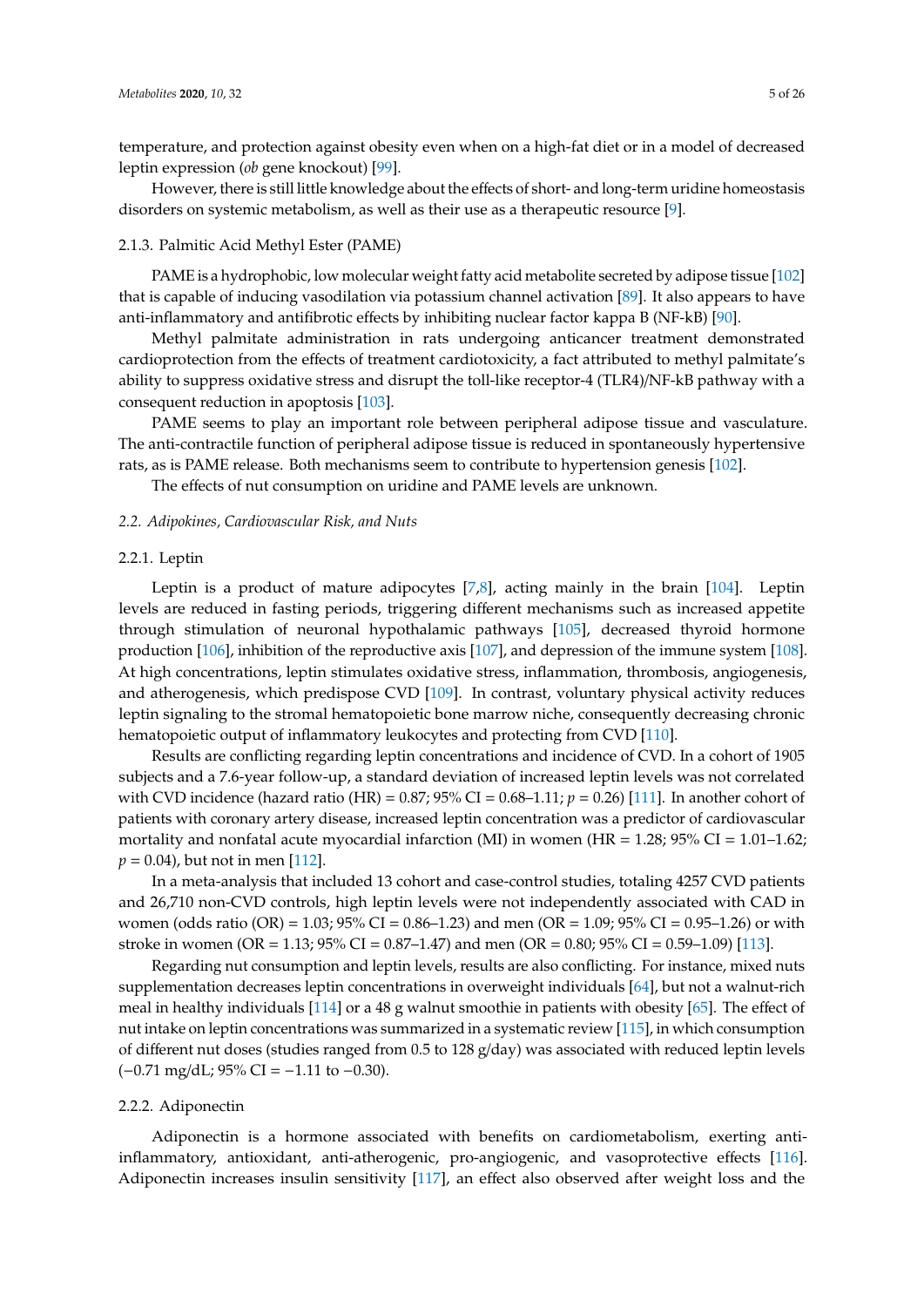temperature, and protection against obesity even when on a high-fat diet or in a model of decreased leptin expression (*ob* gene knockout) [99].

However, there is still little knowledge about the effects of short- and long-term uridine homeostasis disorders on systemic metabolism, as well as their use as a therapeutic resource [9].

#### 2.1.3. Palmitic Acid Methyl Ester (PAME)

PAME is a hydrophobic, low molecular weight fatty acid metabolite secreted by adipose tissue [102] that is capable of inducing vasodilation via potassium channel activation [89]. It also appears to have anti-inflammatory and antifibrotic effects by inhibiting nuclear factor kappa B (NF-kB) [90].

Methyl palmitate administration in rats undergoing anticancer treatment demonstrated cardioprotection from the effects of treatment cardiotoxicity, a fact attributed to methyl palmitate's ability to suppress oxidative stress and disrupt the toll-like receptor-4 (TLR4)/NF-kB pathway with a consequent reduction in apoptosis [103].

PAME seems to play an important role between peripheral adipose tissue and vasculature. The anti-contractile function of peripheral adipose tissue is reduced in spontaneously hypertensive rats, as is PAME release. Both mechanisms seem to contribute to hypertension genesis [102].

The effects of nut consumption on uridine and PAME levels are unknown.

### *2.2. Adipokines, Cardiovascular Risk, and Nuts*

#### 2.2.1. Leptin

Leptin is a product of mature adipocytes [7,8], acting mainly in the brain [104]. Leptin levels are reduced in fasting periods, triggering different mechanisms such as increased appetite through stimulation of neuronal hypothalamic pathways [105], decreased thyroid hormone production [106], inhibition of the reproductive axis [107], and depression of the immune system [108]. At high concentrations, leptin stimulates oxidative stress, inflammation, thrombosis, angiogenesis, and atherogenesis, which predispose CVD [109]. In contrast, voluntary physical activity reduces leptin signaling to the stromal hematopoietic bone marrow niche, consequently decreasing chronic hematopoietic output of inflammatory leukocytes and protecting from CVD [110].

Results are conflicting regarding leptin concentrations and incidence of CVD. In a cohort of 1905 subjects and a 7.6-year follow-up, a standard deviation of increased leptin levels was not correlated with CVD incidence (hazard ratio (HR) = 0.87; 95% CI = 0.68–1.11; $p = 0.26$) [111]. In another cohort of patients with coronary artery disease, increased leptin concentration was a predictor of cardiovascular mortality and nonfatal acute myocardial infarction (MI) in women (HR = 1.28; 95% CI = 1.01–1.62; $p = 0.04$), but not in men [112].

In a meta-analysis that included 13 cohort and case-control studies, totaling 4257 CVD patients and 26,710 non-CVD controls, high leptin levels were not independently associated with CAD in women (odds ratio (OR) = 1.03; 95% CI = 0.86–1.23) and men (OR = 1.09; 95% CI = 0.95–1.26) or with stroke in women (OR = 1.13; 95% CI = 0.87–1.47) and men (OR = 0.80; 95% CI = 0.59–1.09) [113].

Regarding nut consumption and leptin levels, results are also conflicting. For instance, mixed nuts supplementation decreases leptin concentrations in overweight individuals [64], but not a walnut-rich meal in healthy individuals [114] or a 48 g walnut smoothie in patients with obesity [65]. The effect of nut intake on leptin concentrations was summarized in a systematic review [115], in which consumption of different nut doses (studies ranged from 0.5 to 128 g/day) was associated with reduced leptin levels (−0.71 mg/dL; 95% CI = −1.11 to −0.30).

#### 2.2.2. Adiponectin

Adiponectin is a hormone associated with benefits on cardiometabolism, exerting anti-inflammatory, antioxidant, anti-atherogenic, pro-angiogenic, and vasoprotective effects [116]. Adiponectin increases insulin sensitivity [117], an effect also observed after weight loss and the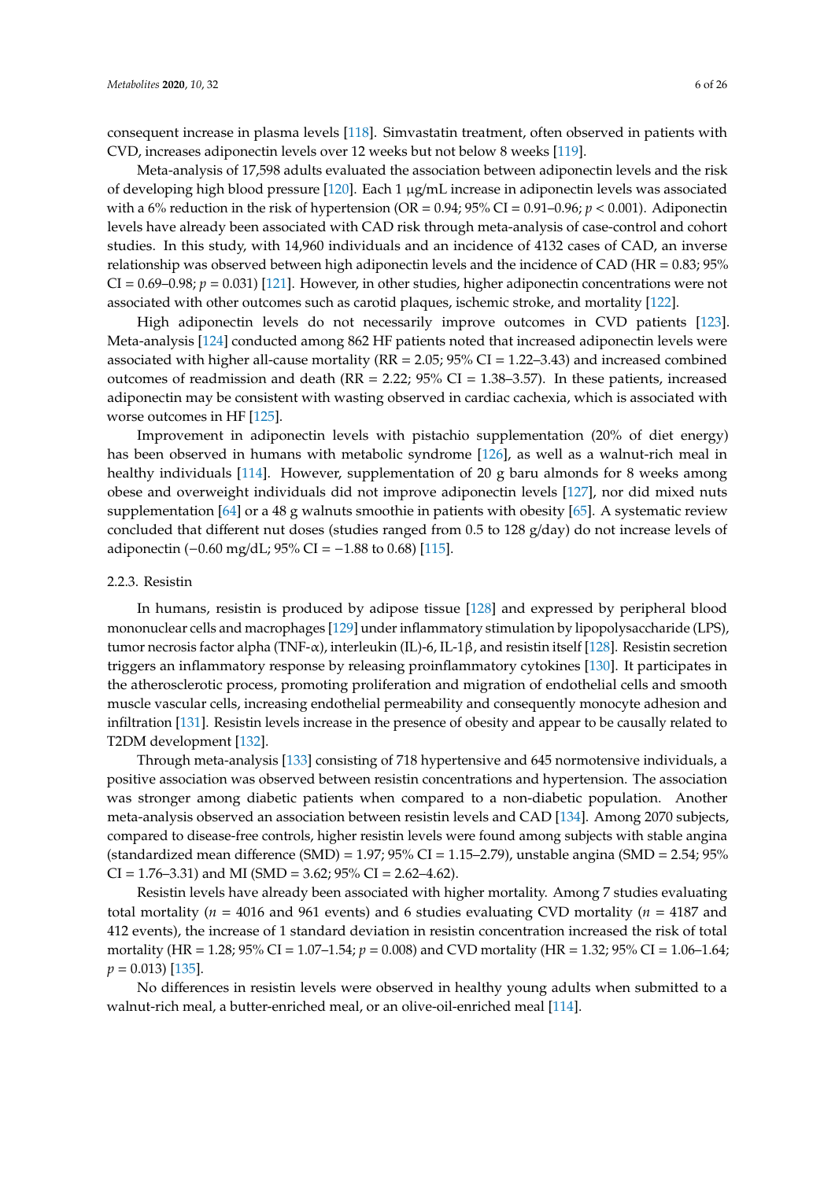consequent increase in plasma levels [118]. Simvastatin treatment, often observed in patients with CVD, increases adiponectin levels over 12 weeks but not below 8 weeks [119].

Meta-analysis of 17,598 adults evaluated the association between adiponectin levels and the risk of developing high blood pressure [120]. Each 1 μg/mL increase in adiponectin levels was associated with a 6% reduction in the risk of hypertension (OR = 0.94; 95% CI = 0.91–0.96; $p < 0.001$). Adiponectin levels have already been associated with CAD risk through meta-analysis of case-control and cohort studies. In this study, with 14,960 individuals and an incidence of 4132 cases of CAD, an inverse relationship was observed between high adiponectin levels and the incidence of CAD (HR = 0.83; 95% CI = 0.69–0.98; $p = 0.031$) [121]. However, in other studies, higher adiponectin concentrations were not associated with other outcomes such as carotid plaques, ischemic stroke, and mortality [122].

High adiponectin levels do not necessarily improve outcomes in CVD patients [123]. Meta-analysis [124] conducted among 862 HF patients noted that increased adiponectin levels were associated with higher all-cause mortality (RR = 2.05; 95% CI = 1.22–3.43) and increased combined outcomes of readmission and death (RR = 2.22; 95% CI = 1.38–3.57). In these patients, increased adiponectin may be consistent with wasting observed in cardiac cachexia, which is associated with worse outcomes in HF [125].

Improvement in adiponectin levels with pistachio supplementation (20% of diet energy) has been observed in humans with metabolic syndrome [126], as well as a walnut-rich meal in healthy individuals [114]. However, supplementation of 20 g baru almonds for 8 weeks among obese and overweight individuals did not improve adiponectin levels [127], nor did mixed nuts supplementation [64] or a 48 g walnuts smoothie in patients with obesity [65]. A systematic review concluded that different nut doses (studies ranged from 0.5 to 128 g/day) do not increase levels of adiponectin (−0.60 mg/dL; 95% CI = −1.88 to 0.68) [115].

### 2.2.3. Resistin

In humans, resistin is produced by adipose tissue [128] and expressed by peripheral blood mononuclear cells and macrophages [129] under inflammatory stimulation by lipopolysaccharide (LPS), tumor necrosis factor alpha (TNF-α), interleukin (IL)-6, IL-1β, and resistin itself [128]. Resistin secretion triggers an inflammatory response by releasing proinflammatory cytokines [130]. It participates in the atherosclerotic process, promoting proliferation and migration of endothelial cells and smooth muscle vascular cells, increasing endothelial permeability and consequently monocyte adhesion and infiltration [131]. Resistin levels increase in the presence of obesity and appear to be causally related to T2DM development [132].

Through meta-analysis [133] consisting of 718 hypertensive and 645 normotensive individuals, a positive association was observed between resistin concentrations and hypertension. The association was stronger among diabetic patients when compared to a non-diabetic population. Another meta-analysis observed an association between resistin levels and CAD [134]. Among 2070 subjects, compared to disease-free controls, higher resistin levels were found among subjects with stable angina (standardized mean difference (SMD) = 1.97; 95% CI = 1.15–2.79), unstable angina (SMD = 2.54; 95% CI = 1.76–3.31) and MI (SMD = 3.62; 95% CI = 2.62–4.62).

Resistin levels have already been associated with higher mortality. Among 7 studies evaluating total mortality ($n = 4016$ and 961 events) and 6 studies evaluating CVD mortality ($n = 4187$ and 412 events), the increase of 1 standard deviation in resistin concentration increased the risk of total mortality (HR = 1.28; 95% CI = 1.07–1.54; $p = 0.008$) and CVD mortality (HR = 1.32; 95% CI = 1.06–1.64; $p = 0.013$) [135].

No differences in resistin levels were observed in healthy young adults when submitted to a walnut-rich meal, a butter-enriched meal, or an olive-oil-enriched meal [114].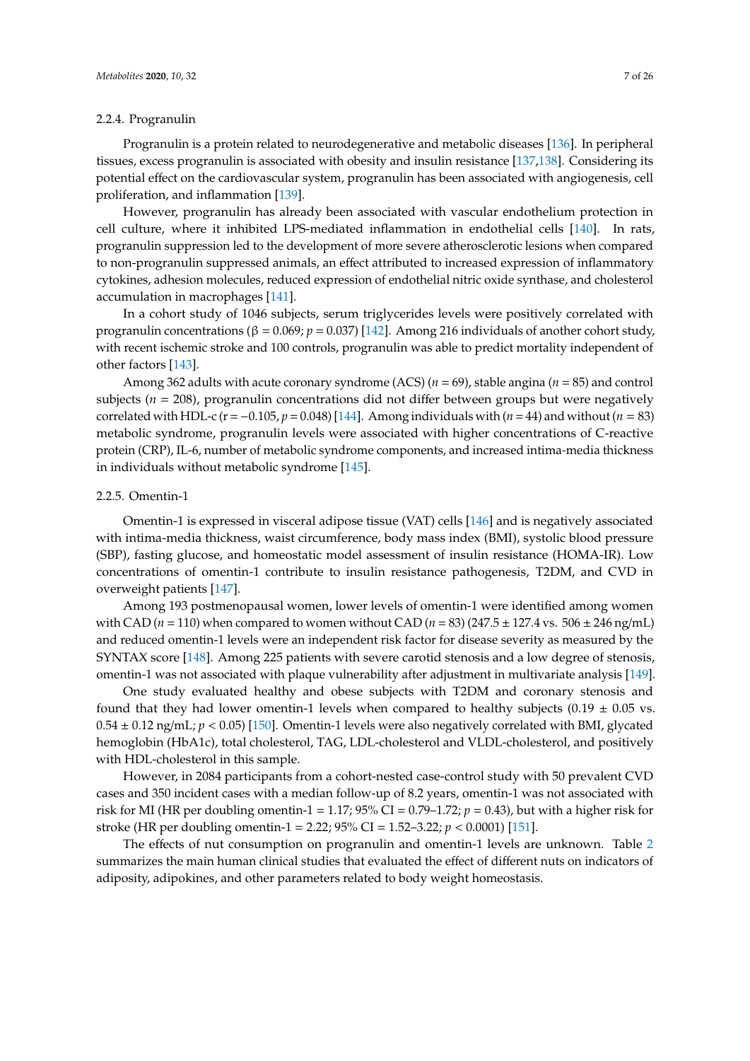#### 2.2.4. Progranulin

Progranulin is a protein related to neurodegenerative and metabolic diseases [136]. In peripheral tissues, excess progranulin is associated with obesity and insulin resistance [137,138]. Considering its potential effect on the cardiovascular system, progranulin has been associated with angiogenesis, cell proliferation, and inflammation [139].

However, progranulin has already been associated with vascular endothelium protection in cell culture, where it inhibited LPS-mediated inflammation in endothelial cells [140]. In rats, progranulin suppression led to the development of more severe atherosclerotic lesions when compared to non-progranulin suppressed animals, an effect attributed to increased expression of inflammatory cytokines, adhesion molecules, reduced expression of endothelial nitric oxide synthase, and cholesterol accumulation in macrophages [141].

In a cohort study of 1046 subjects, serum triglycerides levels were positively correlated with progranulin concentrations ($\beta = 0.069$; $p = 0.037$) [142]. Among 216 individuals of another cohort study, with recent ischemic stroke and 100 controls, progranulin was able to predict mortality independent of other factors [143].

Among 362 adults with acute coronary syndrome (ACS) ($n = 69$), stable angina ($n = 85$) and control subjects ($n = 208$), progranulin concentrations did not differ between groups but were negatively correlated with HDL-c ($r = -0.105$, $p = 0.048$) [144]. Among individuals with ($n = 44$) and without ($n = 83$) metabolic syndrome, progranulin levels were associated with higher concentrations of C-reactive protein (CRP), IL-6, number of metabolic syndrome components, and increased intima-media thickness in individuals without metabolic syndrome [145].

#### 2.2.5. Omentin-1

Omentin-1 is expressed in visceral adipose tissue (VAT) cells [146] and is negatively associated with intima-media thickness, waist circumference, body mass index (BMI), systolic blood pressure (SBP), fasting glucose, and homeostatic model assessment of insulin resistance (HOMA-IR). Low concentrations of omentin-1 contribute to insulin resistance pathogenesis, T2DM, and CVD in overweight patients [147].

Among 193 postmenopausal women, lower levels of omentin-1 were identified among women with CAD ($n = 110$) when compared to women without CAD ($n = 83$) ($247.5 \pm 127.4$ vs. $506 \pm 246$ ng/mL) and reduced omentin-1 levels were an independent risk factor for disease severity as measured by the SYNTAX score [148]. Among 225 patients with severe carotid stenosis and a low degree of stenosis, omentin-1 was not associated with plaque vulnerability after adjustment in multivariate analysis [149].

One study evaluated healthy and obese subjects with T2DM and coronary stenosis and found that they had lower omentin-1 levels when compared to healthy subjects ($0.19 \pm 0.05$ vs. $0.54 \pm 0.12$ ng/mL; $p < 0.05$) [150]. Omentin-1 levels were also negatively correlated with BMI, glycated hemoglobin (HbA1c), total cholesterol, TAG, LDL-cholesterol and VLDL-cholesterol, and positively with HDL-cholesterol in this sample.

However, in 2084 participants from a cohort-nested case-control study with 50 prevalent CVD cases and 350 incident cases with a median follow-up of 8.2 years, omentin-1 was not associated with risk for MI (HR per doubling omentin-1 = 1.17; 95% CI = 0.79–1.72; $p = 0.43$), but with a higher risk for stroke (HR per doubling omentin-1 = 2.22; 95% CI = 1.52–3.22; $p < 0.0001$) [151].

The effects of nut consumption on progranulin and omentin-1 levels are unknown. Table 2 summarizes the main human clinical studies that evaluated the effect of different nuts on indicators of adiposity, adipokines, and other parameters related to body weight homeostasis.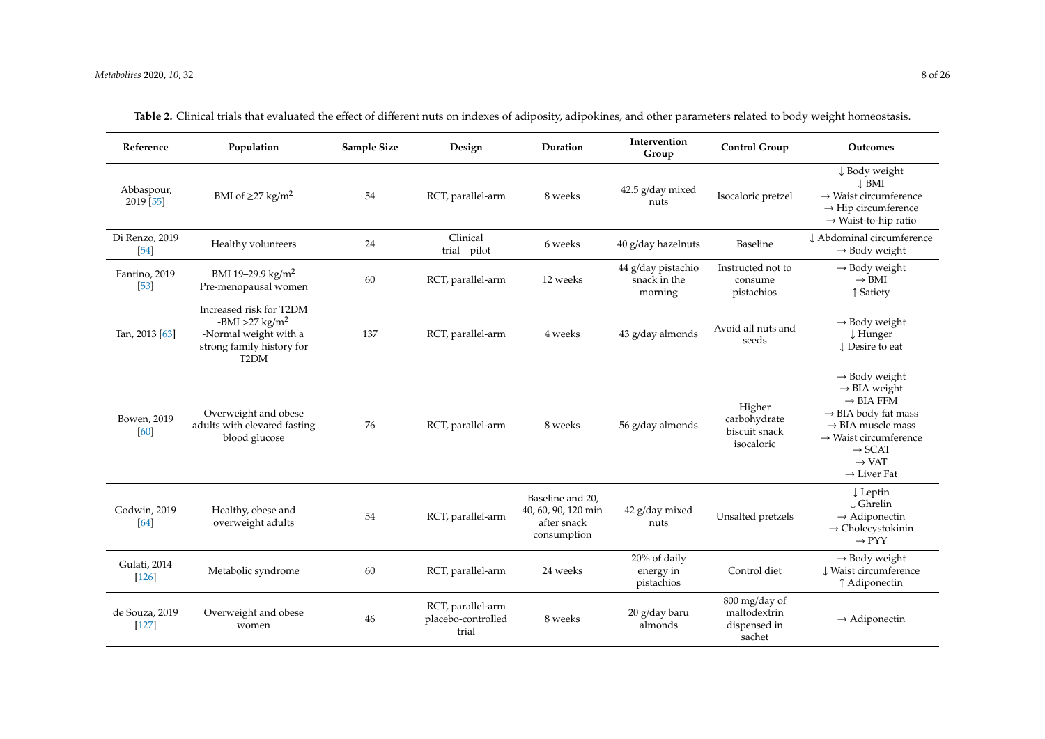**Table 2.** Clinical trials that evaluated the effect of different nuts on indexes of adiposity, adipokines, and other parameters related to body weight homeostasis.

| Reference | Population | Sample Size | Design | Duration | Intervention Group | Control Group | Outcomes |
|---|---|---|---|---|---|---|---|
| Abbaspour, 2019 [55] | BMI of ≥27 kg/m$^2$ | 54 | RCT, parallel-arm | 8 weeks | 42.5 g/day mixed nuts | Isocaloric pretzel | ↓ Body weight<br>↓ BMI<br>→ Waist circumference<br>→ Hip circumference<br>→ Waist-to-hip ratio |
| Di Renzo, 2019 [54] | Healthy volunteers | 24 | Clinical trial—pilot | 6 weeks | 40 g/day hazelnuts | Baseline | ↓ Abdominal circumference<br>→ Body weight |
| Fantino, 2019 [53] | BMI 19–29.9 kg/m$^2$ Pre-menopausal women | 60 | RCT, parallel-arm | 12 weeks | 44 g/day pistachio snack in the morning | Instructed not to consume pistachios | → Body weight<br>→ BMI<br>↑ Satiety |
| Tan, 2013 [63] | Increased risk for T2DM<br>-BMI >27 kg/m$^2$<br>-Normal weight with a strong family history for T2DM | 137 | RCT, parallel-arm | 4 weeks | 43 g/day almonds | Avoid all nuts and seeds | → Body weight<br>↓ Hunger<br>↓ Desire to eat |
| Bowen, 2019 [60] | Overweight and obese adults with elevated fasting blood glucose | 76 | RCT, parallel-arm | 8 weeks | 56 g/day almonds | Higher carbohydrate biscuit snack isocaloric | → Body weight<br>→ BIA weight<br>→ BIA FFM<br>→ BIA body fat mass<br>→ BIA muscle mass<br>→ Waist circumference<br>→ SCAT<br>→ VAT<br>→ Liver Fat |
| Godwin, 2019 [64] | Healthy, obese and overweight adults | 54 | RCT, parallel-arm | Baseline and 20, 40, 60, 90, 120 min after snack consumption | 42 g/day mixed nuts | Unsalted pretzels | ↓ Leptin<br>↓ Ghrelin<br>→ Adiponectin<br>→ Cholecystokinin<br>→ PYY |
| Gulati, 2014 [126] | Metabolic syndrome | 60 | RCT, parallel-arm | 24 weeks | 20% of daily energy in pistachios | Control diet | → Body weight<br>↓ Waist circumference<br>↑ Adiponectin |
| de Souza, 2019 [127] | Overweight and obese women | 46 | RCT, parallel-arm placebo-controlled trial | 8 weeks | 20 g/day baru almonds | 800 mg/day of maltodextrin dispensed in sachet | → Adiponectin |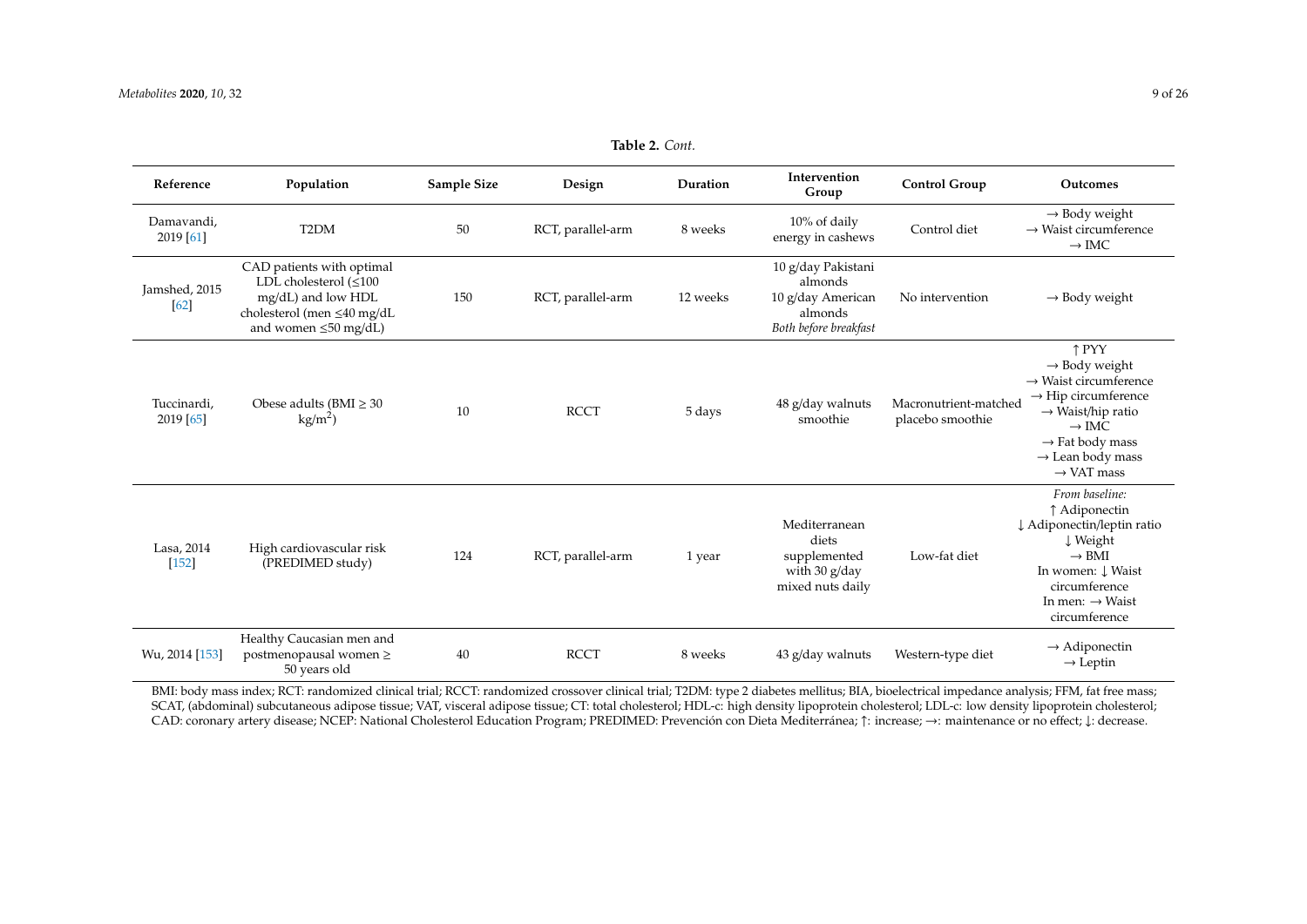**Table 2.** *Cont.*

| Reference | Population | Sample Size | Design | Duration | Intervention Group | Control Group | Outcomes |
|---|---|---|---|---|---|---|---|
| Damavandi, 2019 [61] | T2DM | 50 | RCT, parallel-arm | 8 weeks | 10% of daily energy in cashews | Control diet | → Body weight<br>→ Waist circumference<br>→ IMC |
| Jamshed, 2015 [62] | CAD patients with optimal LDL cholesterol (≤100 mg/dL) and low HDL cholesterol (men ≤40 mg/dL and women ≤50 mg/dL) | 150 | RCT, parallel-arm | 12 weeks | 10 g/day Pakistani almonds<br>10 g/day American almonds<br>*Both before breakfast* | No intervention | → Body weight |
| Tuccinardi, 2019 [65] | Obese adults (BMI ≥ 30 $kg/m^2$) | 10 | RCCT | 5 days | 48 g/day walnuts smoothie | Macronutrient-matched placebo smoothie | ↑ PYY<br>→ Body weight<br>→ Waist circumference<br>→ Hip circumference<br>→ Waist/hip ratio<br>→ IMC<br>→ Fat body mass<br>→ Lean body mass<br>→ VAT mass |
| Lasa, 2014 [152] | High cardiovascular risk (PREDIMED study) | 124 | RCT, parallel-arm | 1 year | Mediterranean diets supplemented with 30 g/day mixed nuts daily | Low-fat diet | *From baseline:*<br>↑ Adiponectin<br>↓ Adiponectin/leptin ratio<br>↓ Weight<br>→ BMI<br>In women: ↓ Waist circumference<br>In men: → Waist circumference |
| Wu, 2014 [153] | Healthy Caucasian men and postmenopausal women ≥ 50 years old | 40 | RCCT | 8 weeks | 43 g/day walnuts | Western-type diet | → Adiponectin<br>→ Leptin |

BMI: body mass index; RCT: randomized clinical trial; RCCT: randomized crossover clinical trial; T2DM: type 2 diabetes mellitus; BIA, bioelectrical impedance analysis; FFM, fat free mass; SCAT, (abdominal) subcutaneous adipose tissue; VAT, visceral adipose tissue; CT: total cholesterol; HDL-c: high density lipoprotein cholesterol; LDL-c: low density lipoprotein cholesterol; CAD: coronary artery disease; NCEP: National Cholesterol Education Program; PREDIMED: Prevención con Dieta Mediterránea; ↑: increase; →: maintenance or no effect; ↓: decrease.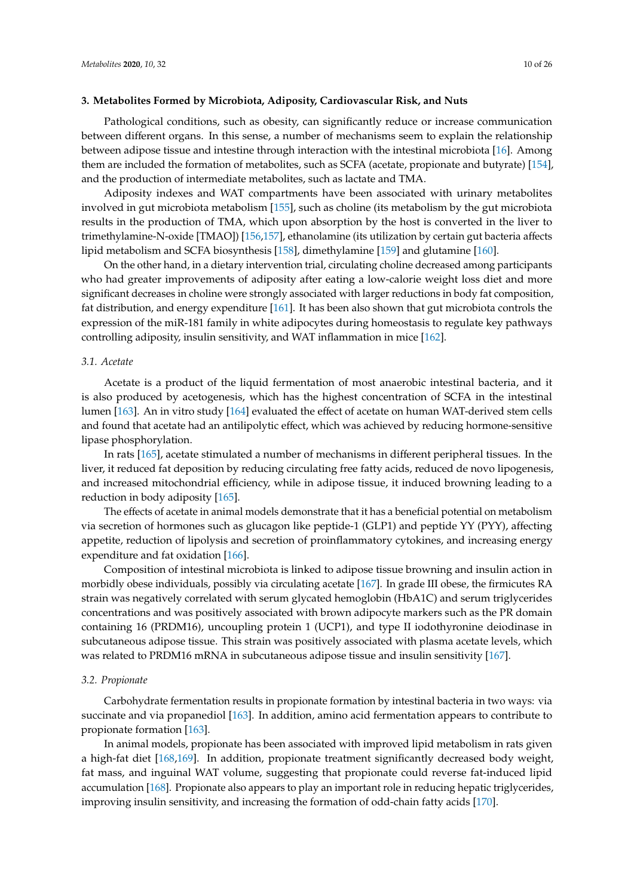## 3. Metabolites Formed by Microbiota, Adiposity, Cardiovascular Risk, and Nuts

Pathological conditions, such as obesity, can significantly reduce or increase communication between different organs. In this sense, a number of mechanisms seem to explain the relationship between adipose tissue and intestine through interaction with the intestinal microbiota [16]. Among them are included the formation of metabolites, such as SCFA (acetate, propionate and butyrate) [154], and the production of intermediate metabolites, such as lactate and TMA.

Adiposity indexes and WAT compartments have been associated with urinary metabolites involved in gut microbiota metabolism [155], such as choline (its metabolism by the gut microbiota results in the production of TMA, which upon absorption by the host is converted in the liver to trimethylamine-N-oxide [TMAO]) [156,157], ethanolamine (its utilization by certain gut bacteria affects lipid metabolism and SCFA biosynthesis [158], dimethylamine [159] and glutamine [160].

On the other hand, in a dietary intervention trial, circulating choline decreased among participants who had greater improvements of adiposity after eating a low-calorie weight loss diet and more significant decreases in choline were strongly associated with larger reductions in body fat composition, fat distribution, and energy expenditure [161]. It has been also shown that gut microbiota controls the expression of the miR-181 family in white adipocytes during homeostasis to regulate key pathways controlling adiposity, insulin sensitivity, and WAT inflammation in mice [162].

### 3.1. Acetate

Acetate is a product of the liquid fermentation of most anaerobic intestinal bacteria, and it is also produced by acetogenesis, which has the highest concentration of SCFA in the intestinal lumen [163]. An in vitro study [164] evaluated the effect of acetate on human WAT-derived stem cells and found that acetate had an antilipolytic effect, which was achieved by reducing hormone-sensitive lipase phosphorylation.

In rats [165], acetate stimulated a number of mechanisms in different peripheral tissues. In the liver, it reduced fat deposition by reducing circulating free fatty acids, reduced de novo lipogenesis, and increased mitochondrial efficiency, while in adipose tissue, it induced browning leading to a reduction in body adiposity [165].

The effects of acetate in animal models demonstrate that it has a beneficial potential on metabolism via secretion of hormones such as glucagon like peptide-1 (GLP1) and peptide YY (PYY), affecting appetite, reduction of lipolysis and secretion of proinflammatory cytokines, and increasing energy expenditure and fat oxidation [166].

Composition of intestinal microbiota is linked to adipose tissue browning and insulin action in morbidly obese individuals, possibly via circulating acetate [167]. In grade III obese, the firmicutes RA strain was negatively correlated with serum glycated hemoglobin (HbA1C) and serum triglycerides concentrations and was positively associated with brown adipocyte markers such as the PR domain containing 16 (PRDM16), uncoupling protein 1 (UCP1), and type II iodothyronine deiodinase in subcutaneous adipose tissue. This strain was positively associated with plasma acetate levels, which was related to PRDM16 mRNA in subcutaneous adipose tissue and insulin sensitivity [167].

### 3.2. Propionate

Carbohydrate fermentation results in propionate formation by intestinal bacteria in two ways: via succinate and via propanediol [163]. In addition, amino acid fermentation appears to contribute to propionate formation [163].

In animal models, propionate has been associated with improved lipid metabolism in rats given a high-fat diet [168,169]. In addition, propionate treatment significantly decreased body weight, fat mass, and inguinal WAT volume, suggesting that propionate could reverse fat-induced lipid accumulation [168]. Propionate also appears to play an important role in reducing hepatic triglycerides, improving insulin sensitivity, and increasing the formation of odd-chain fatty acids [170].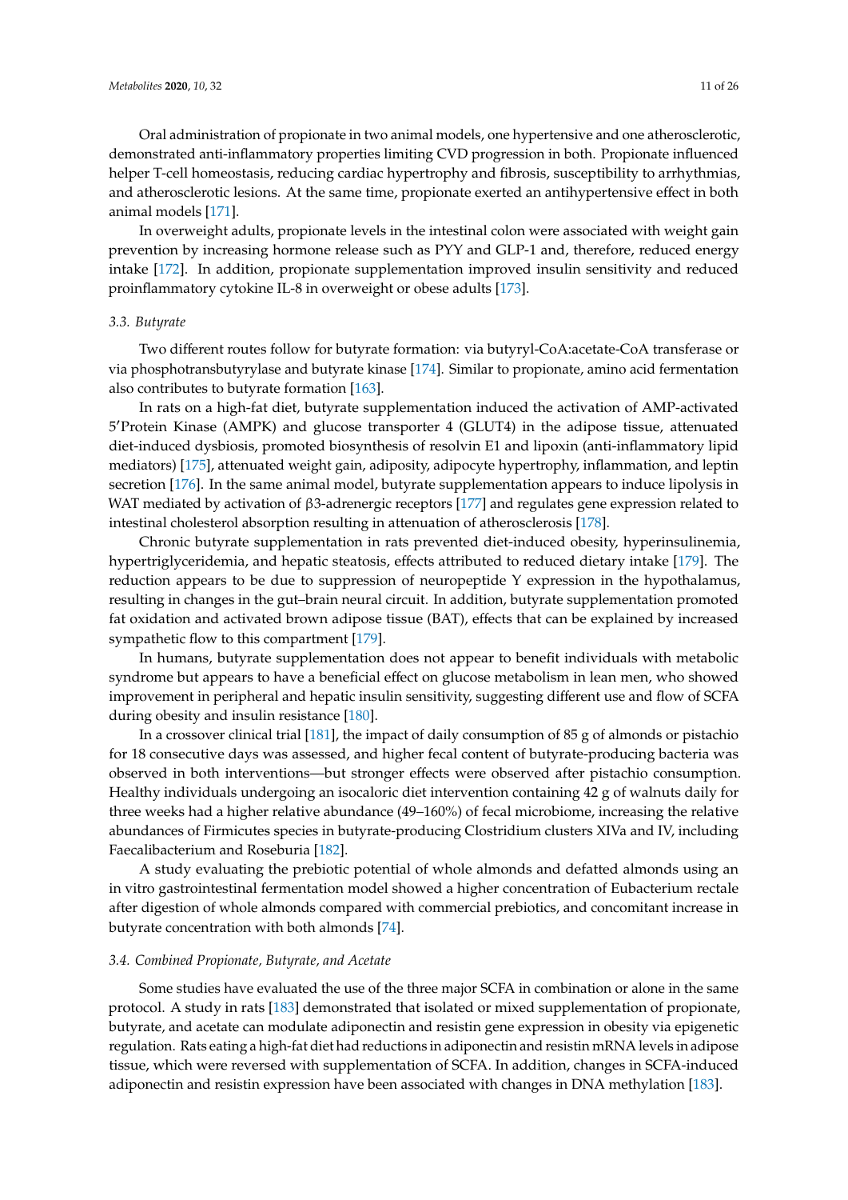Oral administration of propionate in two animal models, one hypertensive and one atherosclerotic, demonstrated anti-inflammatory properties limiting CVD progression in both. Propionate influenced helper T-cell homeostasis, reducing cardiac hypertrophy and fibrosis, susceptibility to arrhythmias, and atherosclerotic lesions. At the same time, propionate exerted an antihypertensive effect in both animal models [171].

In overweight adults, propionate levels in the intestinal colon were associated with weight gain prevention by increasing hormone release such as PYY and GLP-1 and, therefore, reduced energy intake [172]. In addition, propionate supplementation improved insulin sensitivity and reduced proinflammatory cytokine IL-8 in overweight or obese adults [173].

### 3.3. Butyrate

Two different routes follow for butyrate formation: via butyryl-CoA:acetate-CoA transferase or via phosphotransbutyrylase and butyrate kinase [174]. Similar to propionate, amino acid fermentation also contributes to butyrate formation [163].

In rats on a high-fat diet, butyrate supplementation induced the activation of AMP-activated 5′Protein Kinase (AMPK) and glucose transporter 4 (GLUT4) in the adipose tissue, attenuated diet-induced dysbiosis, promoted biosynthesis of resolvin E1 and lipoxin (anti-inflammatory lipid mediators) [175], attenuated weight gain, adiposity, adipocyte hypertrophy, inflammation, and leptin secretion [176]. In the same animal model, butyrate supplementation appears to induce lipolysis in WAT mediated by activation of β3-adrenergic receptors [177] and regulates gene expression related to intestinal cholesterol absorption resulting in attenuation of atherosclerosis [178].

Chronic butyrate supplementation in rats prevented diet-induced obesity, hyperinsulinemia, hypertriglyceridemia, and hepatic steatosis, effects attributed to reduced dietary intake [179]. The reduction appears to be due to suppression of neuropeptide Y expression in the hypothalamus, resulting in changes in the gut–brain neural circuit. In addition, butyrate supplementation promoted fat oxidation and activated brown adipose tissue (BAT), effects that can be explained by increased sympathetic flow to this compartment [179].

In humans, butyrate supplementation does not appear to benefit individuals with metabolic syndrome but appears to have a beneficial effect on glucose metabolism in lean men, who showed improvement in peripheral and hepatic insulin sensitivity, suggesting different use and flow of SCFA during obesity and insulin resistance [180].

In a crossover clinical trial [181], the impact of daily consumption of 85 g of almonds or pistachio for 18 consecutive days was assessed, and higher fecal content of butyrate-producing bacteria was observed in both interventions—but stronger effects were observed after pistachio consumption. Healthy individuals undergoing an isocaloric diet intervention containing 42 g of walnuts daily for three weeks had a higher relative abundance (49–160%) of fecal microbiome, increasing the relative abundances of Firmicutes species in butyrate-producing Clostridium clusters XIVa and IV, including Faecalibacterium and Roseburia [182].

A study evaluating the prebiotic potential of whole almonds and defatted almonds using an in vitro gastrointestinal fermentation model showed a higher concentration of Eubacterium rectale after digestion of whole almonds compared with commercial prebiotics, and concomitant increase in butyrate concentration with both almonds [74].

### 3.4. Combined Propionate, Butyrate, and Acetate

Some studies have evaluated the use of the three major SCFA in combination or alone in the same protocol. A study in rats [183] demonstrated that isolated or mixed supplementation of propionate, butyrate, and acetate can modulate adiponectin and resistin gene expression in obesity via epigenetic regulation. Rats eating a high-fat diet had reductions in adiponectin and resistin mRNA levels in adipose tissue, which were reversed with supplementation of SCFA. In addition, changes in SCFA-induced adiponectin and resistin expression have been associated with changes in DNA methylation [183].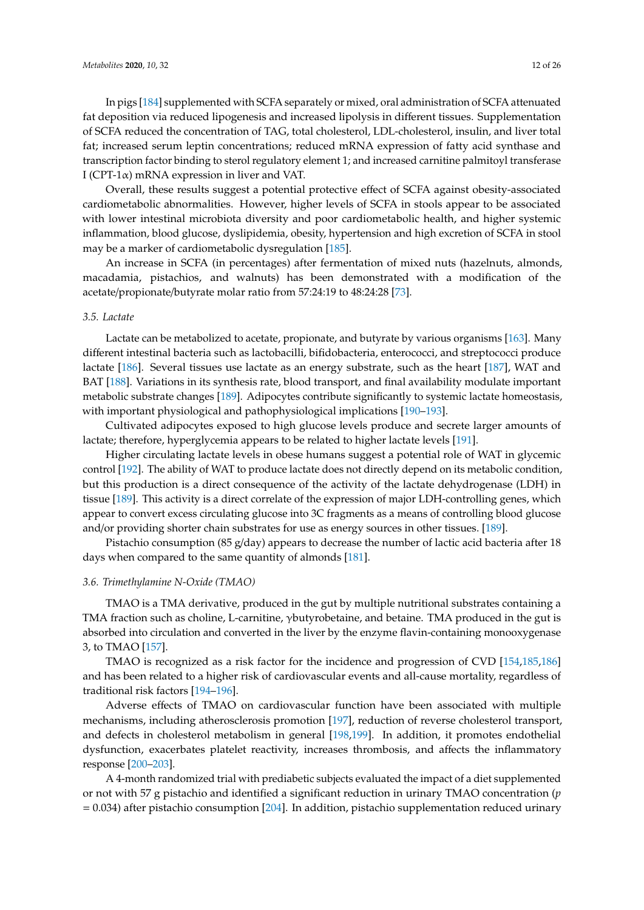In pigs [184] supplemented with SCFA separately or mixed, oral administration of SCFA attenuated fat deposition via reduced lipogenesis and increased lipolysis in different tissues. Supplementation of SCFA reduced the concentration of TAG, total cholesterol, LDL-cholesterol, insulin, and liver total fat; increased serum leptin concentrations; reduced mRNA expression of fatty acid synthase and transcription factor binding to sterol regulatory element 1; and increased carnitine palmitoyl transferase I (CPT-1$\alpha$) mRNA expression in liver and VAT.

Overall, these results suggest a potential protective effect of SCFA against obesity-associated cardiometabolic abnormalities. However, higher levels of SCFA in stools appear to be associated with lower intestinal microbiota diversity and poor cardiometabolic health, and higher systemic inflammation, blood glucose, dyslipidemia, obesity, hypertension and high excretion of SCFA in stool may be a marker of cardiometabolic dysregulation [185].

An increase in SCFA (in percentages) after fermentation of mixed nuts (hazelnuts, almonds, macadamia, pistachios, and walnuts) has been demonstrated with a modification of the acetate/propionate/butyrate molar ratio from 57:24:19 to 48:24:28 [73].

### 3.5. Lactate

Lactate can be metabolized to acetate, propionate, and butyrate by various organisms [163]. Many different intestinal bacteria such as lactobacilli, bifidobacteria, enterococci, and streptococci produce lactate [186]. Several tissues use lactate as an energy substrate, such as the heart [187], WAT and BAT [188]. Variations in its synthesis rate, blood transport, and final availability modulate important metabolic substrate changes [189]. Adipocytes contribute significantly to systemic lactate homeostasis, with important physiological and pathophysiological implications [190–193].

Cultivated adipocytes exposed to high glucose levels produce and secrete larger amounts of lactate; therefore, hyperglycemia appears to be related to higher lactate levels [191].

Higher circulating lactate levels in obese humans suggest a potential role of WAT in glycemic control [192]. The ability of WAT to produce lactate does not directly depend on its metabolic condition, but this production is a direct consequence of the activity of the lactate dehydrogenase (LDH) in tissue [189]. This activity is a direct correlate of the expression of major LDH-controlling genes, which appear to convert excess circulating glucose into 3C fragments as a means of controlling blood glucose and/or providing shorter chain substrates for use as energy sources in other tissues. [189].

Pistachio consumption (85 g/day) appears to decrease the number of lactic acid bacteria after 18 days when compared to the same quantity of almonds [181].

### 3.6. Trimethylamine N-Oxide (TMAO)

TMAO is a TMA derivative, produced in the gut by multiple nutritional substrates containing a TMA fraction such as choline, L-carnitine, $\gamma$butyrobetaine, and betaine. TMA produced in the gut is absorbed into circulation and converted in the liver by the enzyme flavin-containing monooxygenase 3, to TMAO [157].

TMAO is recognized as a risk factor for the incidence and progression of CVD [154,185,186] and has been related to a higher risk of cardiovascular events and all-cause mortality, regardless of traditional risk factors [194–196].

Adverse effects of TMAO on cardiovascular function have been associated with multiple mechanisms, including atherosclerosis promotion [197], reduction of reverse cholesterol transport, and defects in cholesterol metabolism in general [198,199]. In addition, it promotes endothelial dysfunction, exacerbates platelet reactivity, increases thrombosis, and affects the inflammatory response [200–203].

A 4-month randomized trial with prediabetic subjects evaluated the impact of a diet supplemented or not with 57 g pistachio and identified a significant reduction in urinary TMAO concentration ($p = 0.034$) after pistachio consumption [204]. In addition, pistachio supplementation reduced urinary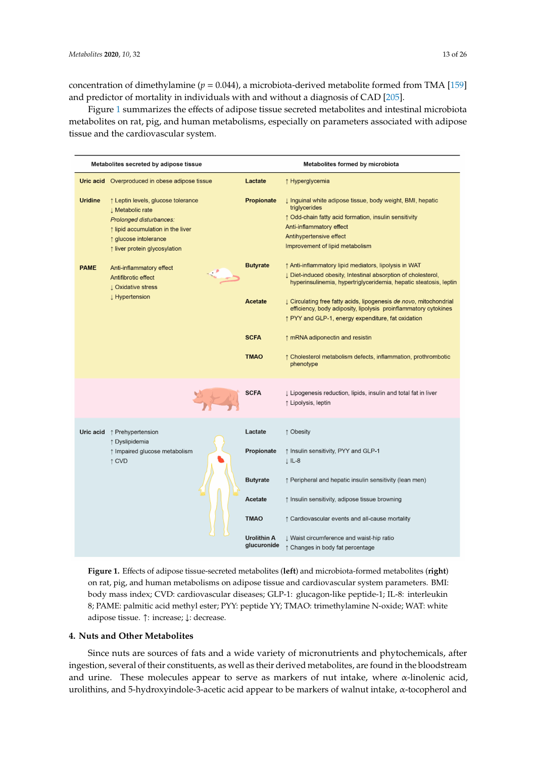concentration of dimethylamine ($p$ = 0.044), a microbiota-derived metabolite formed from TMA [159] and predictor of mortality in individuals with and without a diagnosis of CAD [205].

Figure 1 summarizes the effects of adipose tissue secreted metabolites and intestinal microbiota metabolites on rat, pig, and human metabolisms, especially on parameters associated with adipose tissue and the cardiovascular system.

| Metabolites secreted by adipose tissue | | Metabolites formed by microbiota | |
|---|---|---|---|
| **Uric acid** | Overproduced in obese adipose tissue | **Lactate** | ↑ Hyperglycemia |
| **Uridine** | ↑ Leptin levels, glucose tolerance<br>↓ Metabolic rate<br>*Prolonged disturbances:*<br>↑ lipid accumulation in the liver<br>↑ glucose intolerance<br>↑ liver protein glycosylation | **Propionate** | ↓ Inguinal white adipose tissue, body weight, BMI, hepatic triglycerides<br>↑ Odd-chain fatty acid formation, insulin sensitivity<br>Anti-inflammatory effect<br>Antihypertensive effect<br>Improvement of lipid metabolism |
| **PAME** | Anti-inflammatory effect<br>Antifibrotic effect<br>↓ Oxidative stress<br>↓ Hypertension | **Butyrate** | ↑ Anti-inflammatory lipid mediators, lipolysis in WAT<br>↓ Diet-induced obesity, Intestinal absorption of cholesterol, hyperinsulinemia, hypertriglyceridemia, hepatic steatosis, leptin |
| | | **Acetate** | ↓ Circulating free fatty acids, lipogenesis *de novo*, mitochondrial efficiency, body adiposity, lipolysis proinflammatory cytokines<br>↑ PYY and GLP-1, energy expenditure, fat oxidation |
| | | **SCFA** | ↑ mRNA adiponectin and resistin |
| | | **TMAO** | ↑ Cholesterol metabolism defects, inflammation, prothrombotic phenotype |
| | | **SCFA** | ↓ Lipogenesis reduction, lipids, insulin and total fat in liver<br>↑ Lipolysis, leptin |
| **Uric acid** | ↑ Prehypertension<br>↑ Dyslipidemia<br>↑ Impaired glucose metabolism<br>↑ CVD | **Lactate** | ↑ Obesity |
| | | **Propionate** | ↑ Insulin sensitivity, PYY and GLP-1<br>↓ IL-8 |
| | | **Butyrate** | ↑ Peripheral and hepatic insulin sensitivity (lean men) |
| | | **Acetate** | ↑ Insulin sensitivity, adipose tissue browning |
| | | **TMAO** | ↑ Cardiovascular events and all-cause mortality |
| | | **Urolithin A glucuronide** | ↓ Waist circumference and waist-hip ratio<br>↑ Changes in body fat percentage |

**Figure 1.** Effects of adipose tissue-secreted metabolites (**left**) and microbiota-formed metabolites (**right**) on rat, pig, and human metabolisms on adipose tissue and cardiovascular system parameters. BMI: body mass index; CVD: cardiovascular diseases; GLP-1: glucagon-like peptide-1; IL-8: interleukin 8; PAME: palmitic acid methyl ester; PYY: peptide YY; TMAO: trimethylamine N-oxide; WAT: white adipose tissue. ↑: increase; ↓: decrease.

## 4. Nuts and Other Metabolites

Since nuts are sources of fats and a wide variety of micronutrients and phytochemicals, after ingestion, several of their constituents, as well as their derived metabolites, are found in the bloodstream and urine. These molecules appear to serve as markers of nut intake, where α-linolenic acid, urolithins, and 5-hydroxyindole-3-acetic acid appear to be markers of walnut intake, α-tocopherol and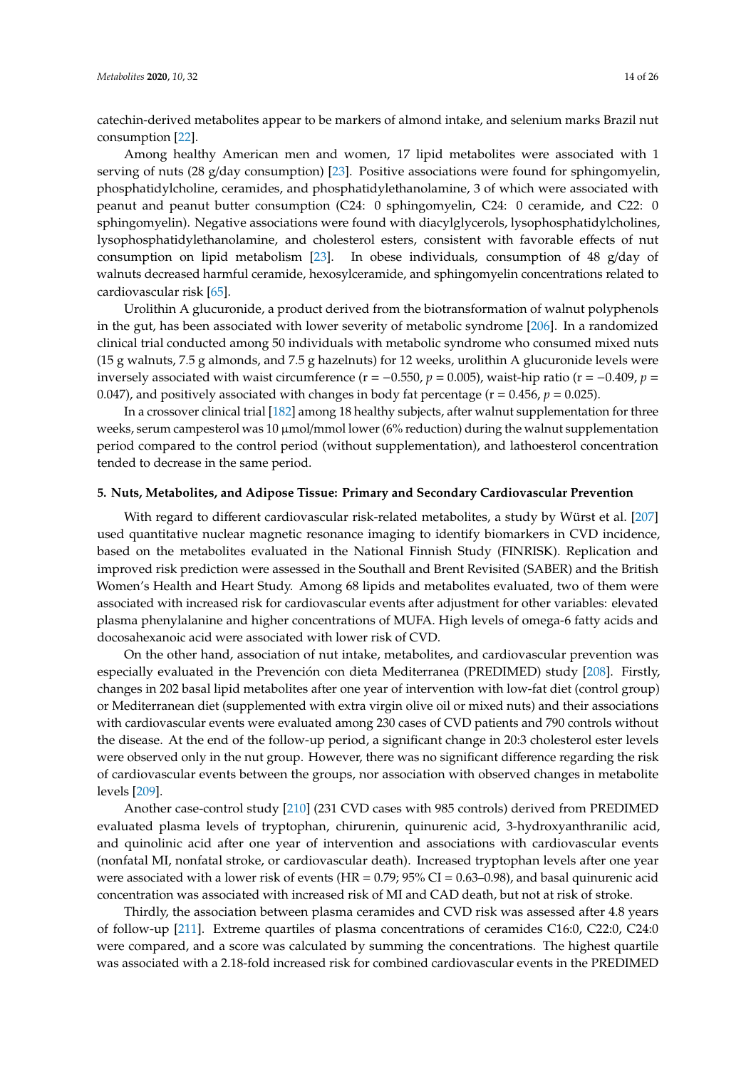catechin-derived metabolites appear to be markers of almond intake, and selenium marks Brazil nut consumption [22].

Among healthy American men and women, 17 lipid metabolites were associated with 1 serving of nuts (28 g/day consumption) [23]. Positive associations were found for sphingomyelin, phosphatidylcholine, ceramides, and phosphatidylethanolamine, 3 of which were associated with peanut and peanut butter consumption (C24: 0 sphingomyelin, C24: 0 ceramide, and C22: 0 sphingomyelin). Negative associations were found with diacylglycerols, lysophosphatidylcholines, lysophosphatidylethanolamine, and cholesterol esters, consistent with favorable effects of nut consumption on lipid metabolism [23]. In obese individuals, consumption of 48 g/day of walnuts decreased harmful ceramide, hexosylceramide, and sphingomyelin concentrations related to cardiovascular risk [65].

Urolithin A glucuronide, a product derived from the biotransformation of walnut polyphenols in the gut, has been associated with lower severity of metabolic syndrome [206]. In a randomized clinical trial conducted among 50 individuals with metabolic syndrome who consumed mixed nuts (15 g walnuts, 7.5 g almonds, and 7.5 g hazelnuts) for 12 weeks, urolithin A glucuronide levels were inversely associated with waist circumference ($r = -0.550$, $p = 0.005$), waist-hip ratio ($r = -0.409$, $p = 0.047$), and positively associated with changes in body fat percentage ($r = 0.456$, $p = 0.025$).

In a crossover clinical trial [182] among 18 healthy subjects, after walnut supplementation for three weeks, serum campesterol was 10 μmol/mmol lower (6% reduction) during the walnut supplementation period compared to the control period (without supplementation), and lathoesterol concentration tended to decrease in the same period.

## 5. Nuts, Metabolites, and Adipose Tissue: Primary and Secondary Cardiovascular Prevention

With regard to different cardiovascular risk-related metabolites, a study by Würst et al. [207] used quantitative nuclear magnetic resonance imaging to identify biomarkers in CVD incidence, based on the metabolites evaluated in the National Finnish Study (FINRISK). Replication and improved risk prediction were assessed in the Southall and Brent Revisited (SABER) and the British Women's Health and Heart Study. Among 68 lipids and metabolites evaluated, two of them were associated with increased risk for cardiovascular events after adjustment for other variables: elevated plasma phenylalanine and higher concentrations of MUFA. High levels of omega-6 fatty acids and docosahexanoic acid were associated with lower risk of CVD.

On the other hand, association of nut intake, metabolites, and cardiovascular prevention was especially evaluated in the Prevención con dieta Mediterranea (PREDIMED) study [208]. Firstly, changes in 202 basal lipid metabolites after one year of intervention with low-fat diet (control group) or Mediterranean diet (supplemented with extra virgin olive oil or mixed nuts) and their associations with cardiovascular events were evaluated among 230 cases of CVD patients and 790 controls without the disease. At the end of the follow-up period, a significant change in 20:3 cholesterol ester levels were observed only in the nut group. However, there was no significant difference regarding the risk of cardiovascular events between the groups, nor association with observed changes in metabolite levels [209].

Another case-control study [210] (231 CVD cases with 985 controls) derived from PREDIMED evaluated plasma levels of tryptophan, chirurenin, quinurenic acid, 3-hydroxyanthranilic acid, and quinolinic acid after one year of intervention and associations with cardiovascular events (nonfatal MI, nonfatal stroke, or cardiovascular death). Increased tryptophan levels after one year were associated with a lower risk of events (HR = 0.79; 95% CI = 0.63–0.98), and basal quinurenic acid concentration was associated with increased risk of MI and CAD death, but not at risk of stroke.

Thirdly, the association between plasma ceramides and CVD risk was assessed after 4.8 years of follow-up [211]. Extreme quartiles of plasma concentrations of ceramides C16:0, C22:0, C24:0 were compared, and a score was calculated by summing the concentrations. The highest quartile was associated with a 2.18-fold increased risk for combined cardiovascular events in the PREDIMED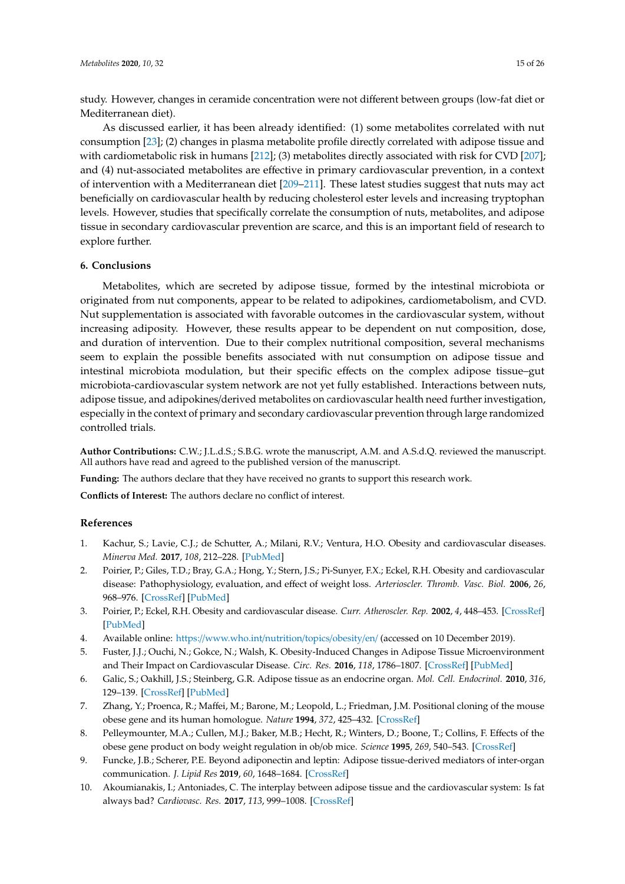study. However, changes in ceramide concentration were not different between groups (low-fat diet or Mediterranean diet).

As discussed earlier, it has been already identified: (1) some metabolites correlated with nut consumption [23]; (2) changes in plasma metabolite profile directly correlated with adipose tissue and with cardiometabolic risk in humans [212]; (3) metabolites directly associated with risk for CVD [207]; and (4) nut-associated metabolites are effective in primary cardiovascular prevention, in a context of intervention with a Mediterranean diet [209–211]. These latest studies suggest that nuts may act beneficially on cardiovascular health by reducing cholesterol ester levels and increasing tryptophan levels. However, studies that specifically correlate the consumption of nuts, metabolites, and adipose tissue in secondary cardiovascular prevention are scarce, and this is an important field of research to explore further.

## 6. Conclusions

Metabolites, which are secreted by adipose tissue, formed by the intestinal microbiota or originated from nut components, appear to be related to adipokines, cardiometabolism, and CVD. Nut supplementation is associated with favorable outcomes in the cardiovascular system, without increasing adiposity. However, these results appear to be dependent on nut composition, dose, and duration of intervention. Due to their complex nutritional composition, several mechanisms seem to explain the possible benefits associated with nut consumption on adipose tissue and intestinal microbiota modulation, but their specific effects on the complex adipose tissue–gut microbiota-cardiovascular system network are not yet fully established. Interactions between nuts, adipose tissue, and adipokines/derived metabolites on cardiovascular health need further investigation, especially in the context of primary and secondary cardiovascular prevention through large randomized controlled trials.

**Author Contributions:** C.W.; J.L.d.S.; S.B.G. wrote the manuscript, A.M. and A.S.d.Q. reviewed the manuscript. All authors have read and agreed to the published version of the manuscript.

**Funding:** The authors declare that they have received no grants to support this research work.

**Conflicts of Interest:** The authors declare no conflict of interest.

## References

1. Kachur, S.; Lavie, C.J.; de Schutter, A.; Milani, R.V.; Ventura, H.O. Obesity and cardiovascular diseases. *Minerva Med.* **2017**, *108*, 212–228. [PubMed]
2. Poirier, P.; Giles, T.D.; Bray, G.A.; Hong, Y.; Stern, J.S.; Pi-Sunyer, F.X.; Eckel, R.H. Obesity and cardiovascular disease: Pathophysiology, evaluation, and effect of weight loss. *Arterioscler. Thromb. Vasc. Biol.* **2006**, *26*, 968–976. [CrossRef] [PubMed]
3. Poirier, P.; Eckel, R.H. Obesity and cardiovascular disease. *Curr. Atheroscler. Rep.* **2002**, *4*, 448–453. [CrossRef] [PubMed]
4. Available online: https://www.who.int/nutrition/topics/obesity/en/ (accessed on 10 December 2019).
5. Fuster, J.J.; Ouchi, N.; Gokce, N.; Walsh, K. Obesity-Induced Changes in Adipose Tissue Microenvironment and Their Impact on Cardiovascular Disease. *Circ. Res.* **2016**, *118*, 1786–1807. [CrossRef] [PubMed]
6. Galic, S.; Oakhill, J.S.; Steinberg, G.R. Adipose tissue as an endocrine organ. *Mol. Cell. Endocrinol.* **2010**, *316*, 129–139. [CrossRef] [PubMed]
7. Zhang, Y.; Proenca, R.; Maffei, M.; Barone, M.; Leopold, L.; Friedman, J.M. Positional cloning of the mouse obese gene and its human homologue. *Nature* **1994**, *372*, 425–432. [CrossRef]
8. Pelleymounter, M.A.; Cullen, M.J.; Baker, M.B.; Hecht, R.; Winters, D.; Boone, T.; Collins, F. Effects of the obese gene product on body weight regulation in ob/ob mice. *Science* **1995**, *269*, 540–543. [CrossRef]
9. Funcke, J.B.; Scherer, P.E. Beyond adiponectin and leptin: Adipose tissue-derived mediators of inter-organ communication. *J. Lipid Res* **2019**, *60*, 1648–1684. [CrossRef]
10. Akoumianakis, I.; Antoniades, C. The interplay between adipose tissue and the cardiovascular system: Is fat always bad? *Cardiovasc. Res.* **2017**, *113*, 999–1008. [CrossRef]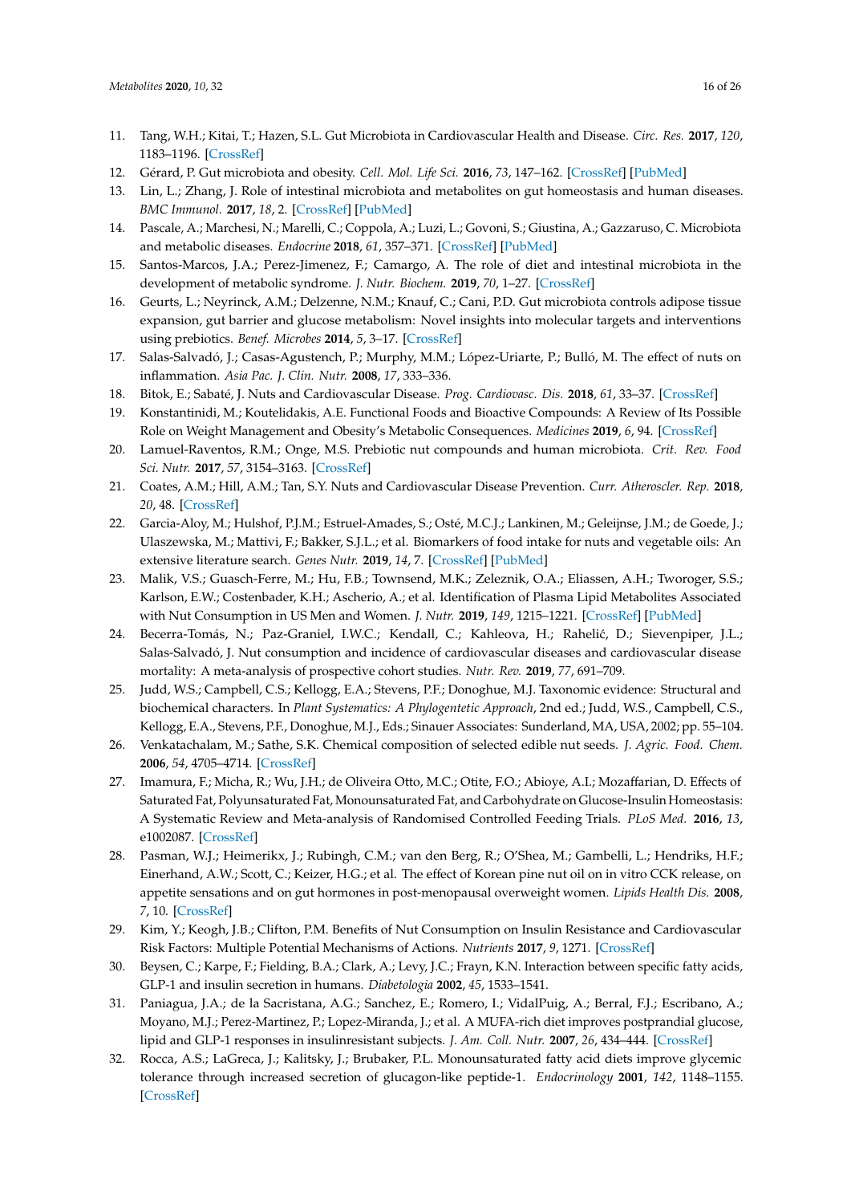11. Tang, W.H.; Kitai, T.; Hazen, S.L. Gut Microbiota in Cardiovascular Health and Disease. *Circ. Res.* **2017**, *120*, 1183–1196. [CrossRef]
12. Gérard, P. Gut microbiota and obesity. *Cell. Mol. Life Sci.* **2016**, *73*, 147–162. [CrossRef] [PubMed]
13. Lin, L.; Zhang, J. Role of intestinal microbiota and metabolites on gut homeostasis and human diseases. *BMC Immunol.* **2017**, *18*, 2. [CrossRef] [PubMed]
14. Pascale, A.; Marchesi, N.; Marelli, C.; Coppola, A.; Luzi, L.; Govoni, S.; Giustina, A.; Gazzaruso, C. Microbiota and metabolic diseases. *Endocrine* **2018**, *61*, 357–371. [CrossRef] [PubMed]
15. Santos-Marcos, J.A.; Perez-Jimenez, F.; Camargo, A. The role of diet and intestinal microbiota in the development of metabolic syndrome. *J. Nutr. Biochem.* **2019**, *70*, 1–27. [CrossRef]
16. Geurts, L.; Neyrinck, A.M.; Delzenne, N.M.; Knauf, C.; Cani, P.D. Gut microbiota controls adipose tissue expansion, gut barrier and glucose metabolism: Novel insights into molecular targets and interventions using prebiotics. *Benef. Microbes* **2014**, *5*, 3–17. [CrossRef]
17. Salas-Salvadó, J.; Casas-Agustench, P.; Murphy, M.M.; López-Uriarte, P.; Bulló, M. The effect of nuts on inflammation. *Asia Pac. J. Clin. Nutr.* **2008**, *17*, 333–336.
18. Bitok, E.; Sabaté, J. Nuts and Cardiovascular Disease. *Prog. Cardiovasc. Dis.* **2018**, *61*, 33–37. [CrossRef]
19. Konstantinidi, M.; Koutelidakis, A.E. Functional Foods and Bioactive Compounds: A Review of Its Possible Role on Weight Management and Obesity's Metabolic Consequences. *Medicines* **2019**, *6*, 94. [CrossRef]
20. Lamuel-Raventos, R.M.; Onge, M.S. Prebiotic nut compounds and human microbiota. *Crit. Rev. Food Sci. Nutr.* **2017**, *57*, 3154–3163. [CrossRef]
21. Coates, A.M.; Hill, A.M.; Tan, S.Y. Nuts and Cardiovascular Disease Prevention. *Curr. Atheroscler. Rep.* **2018**, *20*, 48. [CrossRef]
22. Garcia-Aloy, M.; Hulshof, P.J.M.; Estruel-Amades, S.; Osté, M.C.J.; Lankinen, M.; Geleijnse, J.M.; de Goede, J.; Ulaszewska, M.; Mattivi, F.; Bakker, S.J.L.; et al. Biomarkers of food intake for nuts and vegetable oils: An extensive literature search. *Genes Nutr.* **2019**, *14*, 7. [CrossRef] [PubMed]
23. Malik, V.S.; Guasch-Ferre, M.; Hu, F.B.; Townsend, M.K.; Zeleznik, O.A.; Eliassen, A.H.; Tworoger, S.S.; Karlson, E.W.; Costenbader, K.H.; Ascherio, A.; et al. Identification of Plasma Lipid Metabolites Associated with Nut Consumption in US Men and Women. *J. Nutr.* **2019**, *149*, 1215–1221. [CrossRef] [PubMed]
24. Becerra-Tomás, N.; Paz-Graniel, I.W.C.; Kendall, C.; Kahleova, H.; Rahelić, D.; Sievenpiper, J.L.; Salas-Salvadó, J. Nut consumption and incidence of cardiovascular diseases and cardiovascular disease mortality: A meta-analysis of prospective cohort studies. *Nutr. Rev.* **2019**, *77*, 691–709.
25. Judd, W.S.; Campbell, C.S.; Kellogg, E.A.; Stevens, P.F.; Donoghue, M.J. Taxonomic evidence: Structural and biochemical characters. In *Plant Systematics: A Phylogentetic Approach*, 2nd ed.; Judd, W.S., Campbell, C.S., Kellogg, E.A., Stevens, P.F., Donoghue, M.J., Eds.; Sinauer Associates: Sunderland, MA, USA, 2002; pp. 55–104.
26. Venkatachalam, M.; Sathe, S.K. Chemical composition of selected edible nut seeds. *J. Agric. Food. Chem.* **2006**, *54*, 4705–4714. [CrossRef]
27. Imamura, F.; Micha, R.; Wu, J.H.; de Oliveira Otto, M.C.; Otite, F.O.; Abioye, A.I.; Mozaffarian, D. Effects of Saturated Fat, Polyunsaturated Fat, Monounsaturated Fat, and Carbohydrate on Glucose-Insulin Homeostasis: A Systematic Review and Meta-analysis of Randomised Controlled Feeding Trials. *PLoS Med.* **2016**, *13*, e1002087. [CrossRef]
28. Pasman, W.J.; Heimerikx, J.; Rubingh, C.M.; van den Berg, R.; O'Shea, M.; Gambelli, L.; Hendriks, H.F.; Einerhand, A.W.; Scott, C.; Keizer, H.G.; et al. The effect of Korean pine nut oil on in vitro CCK release, on appetite sensations and on gut hormones in post-menopausal overweight women. *Lipids Health Dis.* **2008**, *7*, 10. [CrossRef]
29. Kim, Y.; Keogh, J.B.; Clifton, P.M. Benefits of Nut Consumption on Insulin Resistance and Cardiovascular Risk Factors: Multiple Potential Mechanisms of Actions. *Nutrients* **2017**, *9*, 1271. [CrossRef]
30. Beysen, C.; Karpe, F.; Fielding, B.A.; Clark, A.; Levy, J.C.; Frayn, K.N. Interaction between specific fatty acids, GLP-1 and insulin secretion in humans. *Diabetologia* **2002**, *45*, 1533–1541.
31. Paniagua, J.A.; de la Sacristana, A.G.; Sanchez, E.; Romero, I.; VidalPuig, A.; Berral, F.J.; Escribano, A.; Moyano, M.J.; Perez-Martinez, P.; Lopez-Miranda, J.; et al. A MUFA-rich diet improves postprandial glucose, lipid and GLP-1 responses in insulinresistant subjects. *J. Am. Coll. Nutr.* **2007**, *26*, 434–444. [CrossRef]
32. Rocca, A.S.; LaGreca, J.; Kalitsky, J.; Brubaker, P.L. Monounsaturated fatty acid diets improve glycemic tolerance through increased secretion of glucagon-like peptide-1. *Endocrinology* **2001**, *142*, 1148–1155. [CrossRef]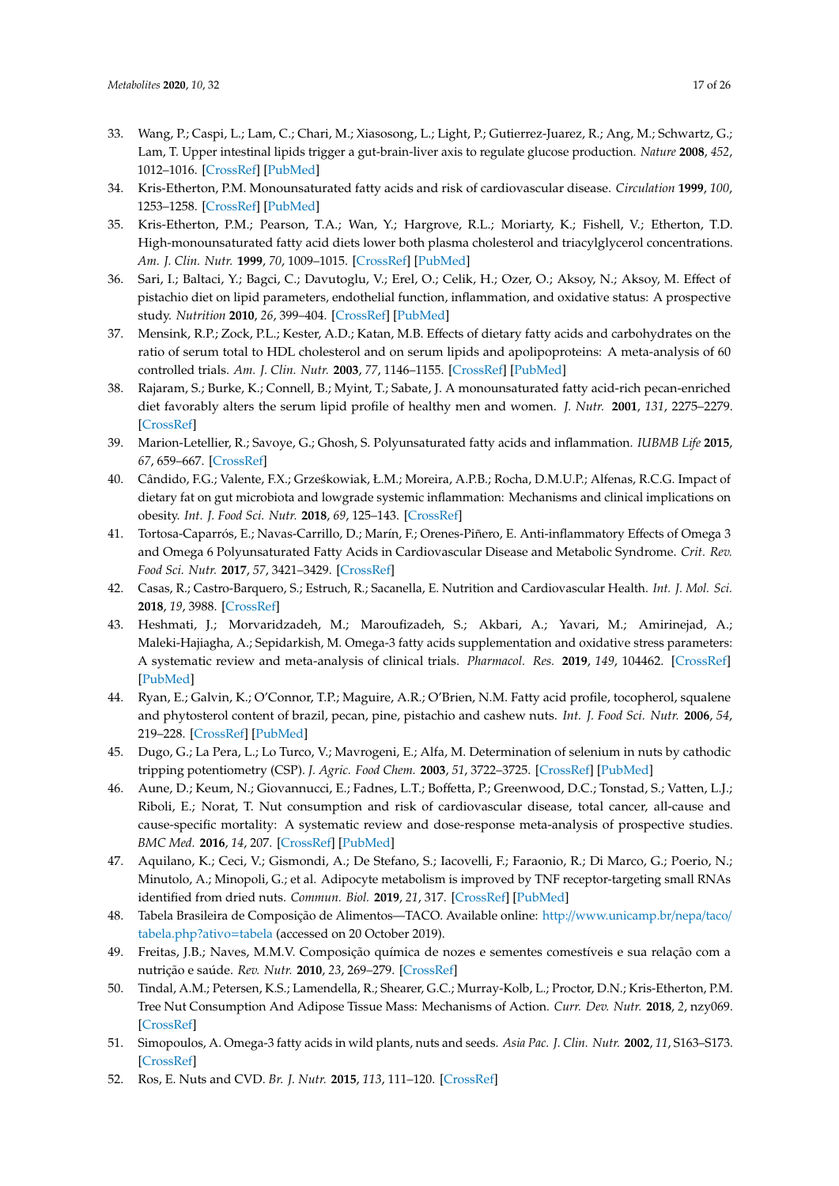33. Wang, P.; Caspi, L.; Lam, C.; Chari, M.; Xiasosong, L.; Light, P.; Gutierrez-Juarez, R.; Ang, M.; Schwartz, G.; Lam, T. Upper intestinal lipids trigger a gut-brain-liver axis to regulate glucose production. *Nature* **2008**, *452*, 1012–1016. [CrossRef] [PubMed]
34. Kris-Etherton, P.M. Monounsaturated fatty acids and risk of cardiovascular disease. *Circulation* **1999**, *100*, 1253–1258. [CrossRef] [PubMed]
35. Kris-Etherton, P.M.; Pearson, T.A.; Wan, Y.; Hargrove, R.L.; Moriarty, K.; Fishell, V.; Etherton, T.D. High-monounsaturated fatty acid diets lower both plasma cholesterol and triacylglycerol concentrations. *Am. J. Clin. Nutr.* **1999**, *70*, 1009–1015. [CrossRef] [PubMed]
36. Sari, I.; Baltaci, Y.; Bagci, C.; Davutoglu, V.; Erel, O.; Celik, H.; Ozer, O.; Aksoy, N.; Aksoy, M. Effect of pistachio diet on lipid parameters, endothelial function, inflammation, and oxidative status: A prospective study. *Nutrition* **2010**, *26*, 399–404. [CrossRef] [PubMed]
37. Mensink, R.P.; Zock, P.L.; Kester, A.D.; Katan, M.B. Effects of dietary fatty acids and carbohydrates on the ratio of serum total to HDL cholesterol and on serum lipids and apolipoproteins: A meta-analysis of 60 controlled trials. *Am. J. Clin. Nutr.* **2003**, *77*, 77, 1146–1155. [CrossRef] [PubMed]
38. Rajaram, S.; Burke, K.; Connell, B.; Myint, T.; Sabate, J. A monounsaturated fatty acid-rich pecan-enriched diet favorably alters the serum lipid profile of healthy men and women. *J. Nutr.* **2001**, *131*, 2275–2279. [CrossRef]
39. Marion-Letellier, R.; Savoye, G.; Ghosh, S. Polyunsaturated fatty acids and inflammation. *IUBMB Life* **2015**, *67*, 659–667. [CrossRef]
40. Cândido, F.G.; Valente, F.X.; Grześkowiak, Ł.M.; Moreira, A.P.B.; Rocha, D.M.U.P.; Alfenas, R.C.G. Impact of dietary fat on gut microbiota and lowgrade systemic inflammation: Mechanisms and clinical implications on obesity. *Int. J. Food Sci. Nutr.* **2018**, *69*, 125–143. [CrossRef]
41. Tortosa-Caparrós, E.; Navas-Carrillo, D.; Marín, F.; Orenes-Piñero, E. Anti-inflammatory Effects of Omega 3 and Omega 6 Polyunsaturated Fatty Acids in Cardiovascular Disease and Metabolic Syndrome. *Crit. Rev. Food Sci. Nutr.* **2017**, *57*, 3421–3429. [CrossRef]
42. Casas, R.; Castro-Barquero, S.; Estruch, R.; Sacanella, E. Nutrition and Cardiovascular Health. *Int. J. Mol. Sci.* **2018**, *19*, 3988. [CrossRef]
43. Heshmati, J.; Morvaridzadeh, M.; Maroufizadeh, S.; Akbari, A.; Yavari, M.; Amirinejad, A.; Maleki-Hajiagha, A.; Sepidarkish, M. Omega-3 fatty acids supplementation and oxidative stress parameters: A systematic review and meta-analysis of clinical trials. *Pharmacol. Res.* **2019**, *149*, 104462. [CrossRef] [PubMed]
44. Ryan, E.; Galvin, K.; O'Connor, T.P.; Maguire, A.R.; O'Brien, N.M. Fatty acid profile, tocopherol, squalene and phytosterol content of brazil, pecan, pine, pistachio and cashew nuts. *Int. J. Food Sci. Nutr.* **2006**, *54*, 219–228. [CrossRef] [PubMed]
45. Dugo, G.; La Pera, L.; Lo Turco, V.; Mavrogeni, E.; Alfa, M. Determination of selenium in nuts by cathodic tripping potentiometry (CSP). *J. Agric. Food Chem.* **2003**, *51*, 3722–3725. [CrossRef] [PubMed]
46. Aune, D.; Keum, N.; Giovannucci, E.; Fadnes, L.T.; Boffetta, P.; Greenwood, D.C.; Tonstad, S.; Vatten, L.J.; Riboli, E.; Norat, T. Nut consumption and risk of cardiovascular disease, total cancer, all-cause and cause-specific mortality: A systematic review and dose-response meta-analysis of prospective studies. *BMC Med.* **2016**, *14*, 207. [CrossRef] [PubMed]
47. Aquilano, K.; Ceci, V.; Gismondi, A.; De Stefano, S.; Iacovelli, F.; Faraonio, R.; Di Marco, G.; Poerio, N.; Minutolo, A.; Minopoli, G.; et al. Adipocyte metabolism is improved by TNF receptor-targeting small RNAs identified from dried nuts. *Commun. Biol.* **2019**, *21*, 317. [CrossRef] [PubMed]
48. Tabela Brasileira de Composição de Alimentos—TACO. Available online: http://www.unicamp.br/nepa/taco/tabela.php?ativo=tabela (accessed on 20 October 2019).
49. Freitas, J.B.; Naves, M.M.V. Composição química de nozes e sementes comestíveis e sua relação com a nutrição e saúde. *Rev. Nutr.* **2010**, *23*, 269–279. [CrossRef]
50. Tindal, A.M.; Petersen, K.S.; Lamendella, R.; Shearer, G.C.; Murray-Kolb, L.; Proctor, D.N.; Kris-Etherton, P.M. Tree Nut Consumption And Adipose Tissue Mass: Mechanisms of Action. *Curr. Dev. Nutr.* **2018**, *2*, nzy069. [CrossRef]
51. Simopoulos, A. Omega-3 fatty acids in wild plants, nuts and seeds. *Asia Pac. J. Clin. Nutr.* **2002**, *11*, S163–S173. [CrossRef]
52. Ros, E. Nuts and CVD. *Br. J. Nutr.* **2015**, *113*, 111–120. [CrossRef]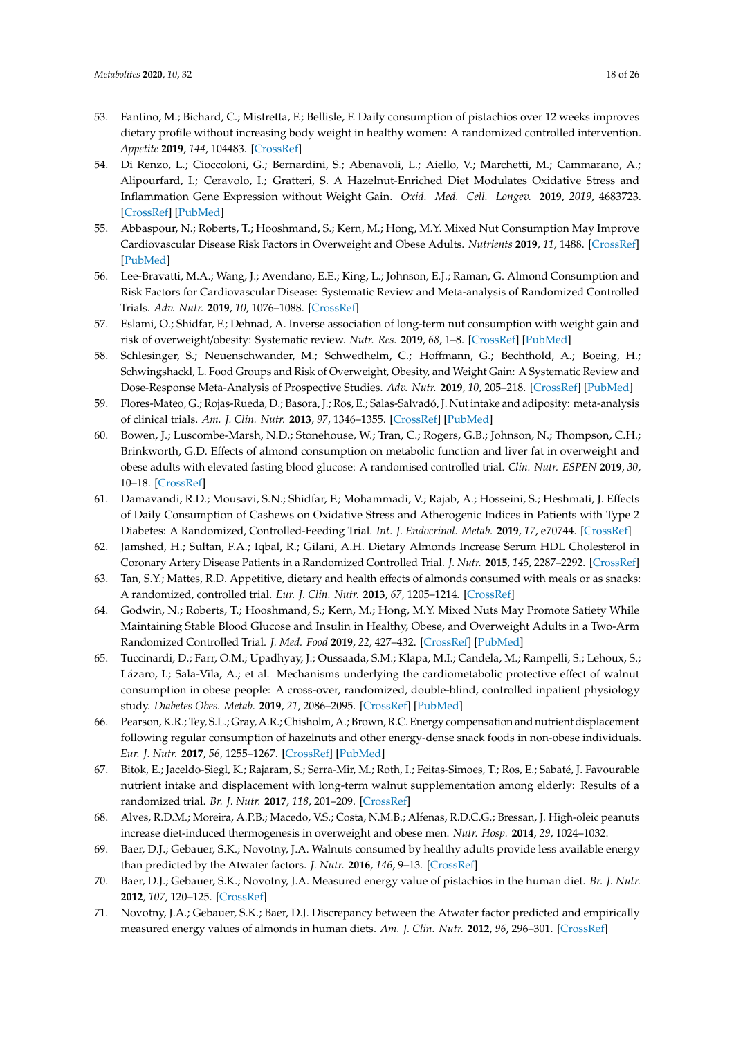53. Fantino, M.; Bichard, C.; Mistretta, F.; Bellisle, F. Daily consumption of pistachios over 12 weeks improves dietary profile without increasing body weight in healthy women: A randomized controlled intervention. *Appetite* **2019**, *144*, 104483. [CrossRef]
54. Di Renzo, L.; Cioccoloni, G.; Bernardini, S.; Abenavoli, L.; Aiello, V.; Marchetti, M.; Cammarano, A.; Alipourfard, I.; Ceravolo, I.; Gratteri, S. A Hazelnut-Enriched Diet Modulates Oxidative Stress and Inflammation Gene Expression without Weight Gain. *Oxid. Med. Cell. Longev.* **2019**, *2019*, 4683723. [CrossRef] [PubMed]
55. Abbaspour, N.; Roberts, T.; Hooshmand, S.; Kern, M.; Hong, M.Y. Mixed Nut Consumption May Improve Cardiovascular Disease Risk Factors in Overweight and Obese Adults. *Nutrients* **2019**, *11*, 1488. [CrossRef] [PubMed]
56. Lee-Bravatti, M.A.; Wang, J.; Avendano, E.E.; King, L.; Johnson, E.J.; Raman, G. Almond Consumption and Risk Factors for Cardiovascular Disease: Systematic Review and Meta-analysis of Randomized Controlled Trials. *Adv. Nutr.* **2019**, *10*, 1076–1088. [CrossRef]
57. Eslami, O.; Shidfar, F.; Dehnad, A. Inverse association of long-term nut consumption with weight gain and risk of overweight/obesity: Systematic review. *Nutr. Res.* **2019**, *68*, 1–8. [CrossRef] [PubMed]
58. Schlesinger, S.; Neuenschwander, M.; Schwedhelm, C.; Hoffmann, G.; Bechthold, A.; Boeing, H.; Schwingshackl, L. Food Groups and Risk of Overweight, Obesity, and Weight Gain: A Systematic Review and Dose-Response Meta-Analysis of Prospective Studies. *Adv. Nutr.* **2019**, *10*, 205–218. [CrossRef] [PubMed]
59. Flores-Mateo, G.; Rojas-Rueda, D.; Basora, J.; Ros, E.; Salas-Salvadó, J. Nut intake and adiposity: meta-analysis of clinical trials. *Am. J. Clin. Nutr.* **2013**, *97*, 1346–1355. [CrossRef] [PubMed]
60. Bowen, J.; Luscombe-Marsh, N.D.; Stonehouse, W.; Tran, C.; Rogers, G.B.; Johnson, N.; Thompson, C.H.; Brinkworth, G.D. Effects of almond consumption on metabolic function and liver fat in overweight and obese adults with elevated fasting blood glucose: A randomised controlled trial. *Clin. Nutr. ESPEN* **2019**, *30*, 10–18. [CrossRef]
61. Damavandi, R.D.; Mousavi, S.N.; Shidfar, F.; Mohammadi, V.; Rajab, A.; Hosseini, S.; Heshmati, J. Effects of Daily Consumption of Cashews on Oxidative Stress and Atherogenic Indices in Patients with Type 2 Diabetes: A Randomized, Controlled-Feeding Trial. *Int. J. Endocrinol. Metab.* **2019**, *17*, e70744. [CrossRef]
62. Jamshed, H.; Sultan, F.A.; Iqbal, R.; Gilani, A.H. Dietary Almonds Increase Serum HDL Cholesterol in Coronary Artery Disease Patients in a Randomized Controlled Trial. *J. Nutr.* **2015**, *145*, 2287–2292. [CrossRef]
63. Tan, S.Y.; Mattes, R.D. Appetitive, dietary and health effects of almonds consumed with meals or as snacks: A randomized, controlled trial. *Eur. J. Clin. Nutr.* **2013**, *67*, 1205–1214. [CrossRef]
64. Godwin, N.; Roberts, T.; Hooshmand, S.; Kern, M.; Hong, M.Y. Mixed Nuts May Promote Satiety While Maintaining Stable Blood Glucose and Insulin in Healthy, Obese, and Overweight Adults in a Two-Arm Randomized Controlled Trial. *J. Med. Food* **2019**, *22*, 427–432. [CrossRef] [PubMed]
65. Tuccinardi, D.; Farr, O.M.; Upadhyay, J.; Oussaada, S.M.; Klapa, M.I.; Candela, M.; Rampelli, S.; Lehoux, S.; Lázaro, I.; Sala-Vila, A.; et al. Mechanisms underlying the cardiometabolic protective effect of walnut consumption in obese people: A cross-over, randomized, double-blind, controlled inpatient physiology study. *Diabetes Obes. Metab.* **2019**, *21*, 2086–2095. [CrossRef] [PubMed]
66. Pearson, K.R.; Tey, S.L.; Gray, A.R.; Chisholm, A.; Brown, R.C. Energy compensation and nutrient displacement following regular consumption of hazelnuts and other energy-dense snack foods in non-obese individuals. *Eur. J. Nutr.* **2017**, *56*, 1255–1267. [CrossRef] [PubMed]
67. Bitok, E.; Jaceldo-Siegl, K.; Rajaram, S.; Serra-Mir, M.; Roth, I.; Feitas-Simoes, T.; Ros, E.; Sabaté, J. Favourable nutrient intake and displacement with long-term walnut supplementation among elderly: Results of a randomized trial. *Br. J. Nutr.* **2017**, *118*, 201–209. [CrossRef]
68. Alves, R.D.M.; Moreira, A.P.B.; Macedo, V.S.; Costa, N.M.B.; Alfenas, R.D.C.G.; Bressan, J. High-oleic peanuts increase diet-induced thermogenesis in overweight and obese men. *Nutr. Hosp.* **2014**, *29*, 1024–1032.
69. Baer, D.J.; Gebauer, S.K.; Novotny, J.A. Walnuts consumed by healthy adults provide less available energy than predicted by the Atwater factors. *J. Nutr.* **2016**, *146*, 9–13. [CrossRef]
70. Baer, D.J.; Gebauer, S.K.; Novotny, J.A. Measured energy value of pistachios in the human diet. *Br. J. Nutr.* **2012**, *107*, 120–125. [CrossRef]
71. Novotny, J.A.; Gebauer, S.K.; Baer, D.J. Discrepancy between the Atwater factor predicted and empirically measured energy values of almonds in human diets. *Am. J. Clin. Nutr.* **2012**, *96*, 296–301. [CrossRef]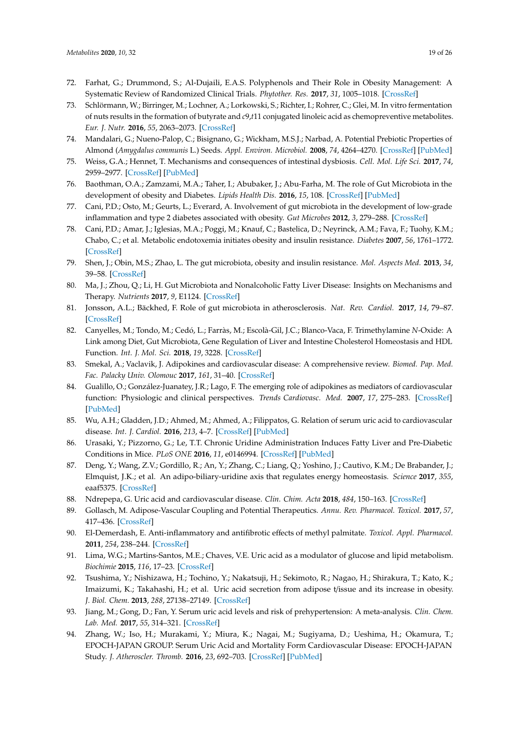72. Farhat, G.; Drummond, S.; Al-Dujaili, E.A.S. Polyphenols and Their Role in Obesity Management: A Systematic Review of Randomized Clinical Trials. *Phytother. Res.* **2017**, *31*, 1005–1018. [CrossRef]
73. Schlörmann, W.; Birringer, M.; Lochner, A.; Lorkowski, S.; Richter, I.; Rohrer, C.; Glei, M. In vitro fermentation of nuts results in the formation of butyrate and *c*9,*t*11 conjugated linoleic acid as chemopreventive metabolites. *Eur. J. Nutr.* **2016**, *55*, 2063–2073. [CrossRef]
74. Mandalari, G.; Nueno-Palop, C.; Bisignano, G.; Wickham, M.S.J.; Narbad, A. Potential Prebiotic Properties of Almond (*Amygdalus communis* L.) Seeds. *Appl. Environ. Microbiol.* **2008**, *74*, 4264–4270. [CrossRef] [PubMed]
75. Weiss, G.A.; Hennet, T. Mechanisms and consequences of intestinal dysbiosis. *Cell. Mol. Life Sci.* **2017**, *74*, 2959–2977. [CrossRef] [PubMed]
76. Baothman, O.A.; Zamzami, M.A.; Taher, I.; Abubaker, J.; Abu-Farha, M. The role of Gut Microbiota in the development of obesity and Diabetes. *Lipids Health Dis.* **2016**, *15*, 108. [CrossRef] [PubMed]
77. Cani, P.D.; Osto, M.; Geurts, L.; Everard, A. Involvement of gut microbiota in the development of low-grade inflammation and type 2 diabetes associated with obesity. *Gut Microbes* **2012**, *3*, 279–288. [CrossRef]
78. Cani, P.D.; Amar, J.; Iglesias, M.A.; Poggi, M.; Knauf, C.; Bastelica, D.; Neyrinck, A.M.; Fava, F.; Tuohy, K.M.; Chabo, C.; et al. Metabolic endotoxemia initiates obesity and insulin resistance. *Diabetes* **2007**, *56*, 1761–1772. [CrossRef]
79. Shen, J.; Obin, M.S.; Zhao, L. The gut microbiota, obesity and insulin resistance. *Mol. Aspects Med.* **2013**, *34*, 39–58. [CrossRef]
80. Ma, J.; Zhou, Q.; Li, H. Gut Microbiota and Nonalcoholic Fatty Liver Disease: Insights on Mechanisms and Therapy. *Nutrients* **2017**, *9*, E1124. [CrossRef]
81. Jonsson, A.L.; Bäckhed, F. Role of gut microbiota in atherosclerosis. *Nat. Rev. Cardiol.* **2017**, *14*, 79–87. [CrossRef]
82. Canyelles, M.; Tondo, M.; Cedó, L.; Farràs, M.; Escolà-Gil, J.C.; Blanco-Vaca, F. Trimethylamine *N*-Oxide: A Link among Diet, Gut Microbiota, Gene Regulation of Liver and Intestine Cholesterol Homeostasis and HDL Function. *Int. J. Mol. Sci.* **2018**, *19*, 3228. [CrossRef]
83. Smekal, A.; Vaclavik, J. Adipokines and cardiovascular disease: A comprehensive review. *Biomed. Pap. Med. Fac. Palacky Univ. Olomouc* **2017**, *161*, 31–40. [CrossRef]
84. Gualillo, O.; González-Juanatey, J.R.; Lago, F. The emerging role of adipokines as mediators of cardiovascular function: Physiologic and clinical perspectives. *Trends Cardiovasc. Med.* **2007**, *17*, 275–283. [CrossRef] [PubMed]
85. Wu, A.H.; Gladden, J.D.; Ahmed, M.; Ahmed, A.; Filippatos, G. Relation of serum uric acid to cardiovascular disease. *Int. J. Cardiol.* **2016**, *213*, 4–7. [CrossRef] [PubMed]
86. Urasaki, Y.; Pizzorno, G.; Le, T.T. Chronic Uridine Administration Induces Fatty Liver and Pre-Diabetic Conditions in Mice. *PLoS ONE* **2016**, *11*, e0146994. [CrossRef] [PubMed]
87. Deng, Y.; Wang, Z.V.; Gordillo, R.; An, Y.; Zhang, C.; Liang, Q.; Yoshino, J.; Cautivo, K.M.; De Brabander, J.; Elmquist, J.K.; et al. An adipo-biliary-uridine axis that regulates energy homeostasis. *Science* **2017**, *355*, eaaf5375. [CrossRef]
88. Ndrepepa, G. Uric acid and cardiovascular disease. *Clin. Chim. Acta* **2018**, *484*, 150–163. [CrossRef]
89. Gollasch, M. Adipose-Vascular Coupling and Potential Therapeutics. *Annu. Rev. Pharmacol. Toxicol.* **2017**, *57*, 417–436. [CrossRef]
90. El-Demerdash, E. Anti-inflammatory and antifibrotic effects of methyl palmitate. *Toxicol. Appl. Pharmacol.* **2011**, *254*, 238–244. [CrossRef]
91. Lima, W.G.; Martins-Santos, M.E.; Chaves, V.E. Uric acid as a modulator of glucose and lipid metabolism. *Biochimie* **2015**, *116*, 17–23. [CrossRef]
92. Tsushima, Y.; Nishizawa, H.; Tochino, Y.; Nakatsuji, H.; Sekimoto, R.; Nagao, H.; Shirakura, T.; Kato, K.; Imaizumi, K.; Takahashi, H.; et al. Uric acid secretion from adipose t/issue and its increase in obesity. *J. Biol. Chem.* **2013**, *288*, 27138–27149. [CrossRef]
93. Jiang, M.; Gong, D.; Fan, Y. Serum uric acid levels and risk of prehypertension: A meta-analysis. *Clin. Chem. Lab. Med.* **2017**, *55*, 314–321. [CrossRef]
94. Zhang, W.; Iso, H.; Murakami, Y.; Miura, K.; Nagai, M.; Sugiyama, D.; Ueshima, H.; Okamura, T.; EPOCH-JAPAN GROUP. Serum Uric Acid and Mortality Form Cardiovascular Disease: EPOCH-JAPAN Study. *J. Atheroscler. Thromb.* **2016**, *23*, 692–703. [CrossRef] [PubMed]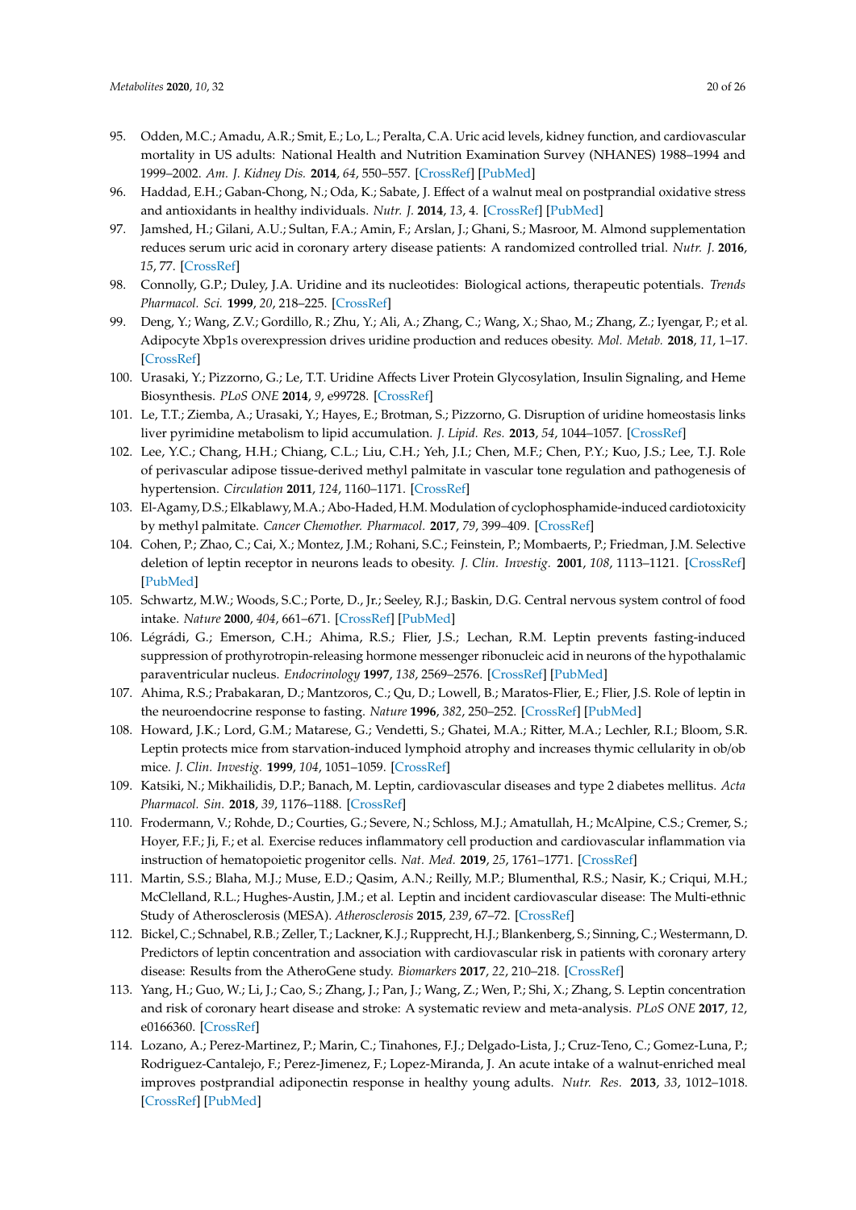95. Odden, M.C.; Amadu, A.R.; Smit, E.; Lo, L.; Peralta, C.A. Uric acid levels, kidney function, and cardiovascular mortality in US adults: National Health and Nutrition Examination Survey (NHANES) 1988–1994 and 1999–2002. *Am. J. Kidney Dis.* **2014**, *64*, 550–557. [CrossRef] [PubMed]
96. Haddad, E.H.; Gaban-Chong, N.; Oda, K.; Sabate, J. Effect of a walnut meal on postprandial oxidative stress and antioxidants in healthy individuals. *Nutr. J.* **2014**, *13*, 4. [CrossRef] [PubMed]
97. Jamshed, H.; Gilani, A.U.; Sultan, F.A.; Amin, F.; Arslan, J.; Ghani, S.; Masroor, M. Almond supplementation reduces serum uric acid in coronary artery disease patients: A randomized controlled trial. *Nutr. J.* **2016**, *15*, 77. [CrossRef]
98. Connolly, G.P.; Duley, J.A. Uridine and its nucleotides: Biological actions, therapeutic potentials. *Trends Pharmacol. Sci.* **1999**, *20*, 218–225. [CrossRef]
99. Deng, Y.; Wang, Z.V.; Gordillo, R.; Zhu, Y.; Ali, A.; Zhang, C.; Wang, X.; Shao, M.; Zhang, Z.; Iyengar, P.; et al. Adipocyte Xbp1s overexpression drives uridine production and reduces obesity. *Mol. Metab.* **2018**, *11*, 1–17. [CrossRef]
100. Urasaki, Y.; Pizzorno, G.; Le, T.T. Uridine Affects Liver Protein Glycosylation, Insulin Signaling, and Heme Biosynthesis. *PLoS ONE* **2014**, *9*, e99728. [CrossRef]
101. Le, T.T.; Ziemba, A.; Urasaki, Y.; Hayes, E.; Brotman, S.; Pizzorno, G. Disruption of uridine homeostasis links liver pyrimidine metabolism to lipid accumulation. *J. Lipid. Res.* **2013**, *54*, 1044–1057. [CrossRef]
102. Lee, Y.C.; Chang, H.H.; Chiang, C.L.; Liu, C.H.; Yeh, J.I.; Chen, M.F.; Chen, P.Y.; Kuo, J.S.; Lee, T.J. Role of perivascular adipose tissue-derived methyl palmitate in vascular tone regulation and pathogenesis of hypertension. *Circulation* **2011**, *124*, 1160–1171. [CrossRef]
103. El-Agamy, D.S.; Elkablawy, M.A.; Abo-Haded, H.M. Modulation of cyclophosphamide-induced cardiotoxicity by methyl palmitate. *Cancer Chemother. Pharmacol.* **2017**, *79*, 399–409. [CrossRef]
104. Cohen, P.; Zhao, C.; Cai, X.; Montez, J.M.; Rohani, S.C.; Feinstein, P.; Mombaerts, P.; Friedman, J.M. Selective deletion of leptin receptor in neurons leads to obesity. *J. Clin. Investig.* **2001**, *108*, 1113–1121. [CrossRef] [PubMed]
105. Schwartz, M.W.; Woods, S.C.; Porte, D., Jr.; Seeley, R.J.; Baskin, D.G. Central nervous system control of food intake. *Nature* **2000**, *404*, 661–671. [CrossRef] [PubMed]
106. Légrádi, G.; Emerson, C.H.; Ahima, R.S.; Flier, J.S.; Lechan, R.M. Leptin prevents fasting-induced suppression of prothyrotropin-releasing hormone messenger ribonucleic acid in neurons of the hypothalamic paraventricular nucleus. *Endocrinology* **1997**, *138*, 2569–2576. [CrossRef] [PubMed]
107. Ahima, R.S.; Prabakaran, D.; Mantzoros, C.; Qu, D.; Lowell, B.; Maratos-Flier, E.; Flier, J.S. Role of leptin in the neuroendocrine response to fasting. *Nature* **1996**, *382*, 250–252. [CrossRef] [PubMed]
108. Howard, J.K.; Lord, G.M.; Matarese, G.; Vendetti, S.; Ghatei, M.A.; Ritter, M.A.; Lechler, R.I.; Bloom, S.R. Leptin protects mice from starvation-induced lymphoid atrophy and increases thymic cellularity in ob/ob mice. *J. Clin. Investig.* **1999**, *104*, 1051–1059. [CrossRef]
109. Katsiki, N.; Mikhailidis, D.P.; Banach, M. Leptin, cardiovascular diseases and type 2 diabetes mellitus. *Acta Pharmacol. Sin.* **2018**, *39*, 1176–1188. [CrossRef]
110. Frodermann, V.; Rohde, D.; Courties, G.; Severe, N.; Schloss, M.J.; Amatullah, H.; McAlpine, C.S.; Cremer, S.; Hoyer, F.F.; Ji, F.; et al. Exercise reduces inflammatory cell production and cardiovascular inflammation via instruction of hematopoietic progenitor cells. *Nat. Med.* **2019**, *25*, 1761–1771. [CrossRef]
111. Martin, S.S.; Blaha, M.J.; Muse, E.D.; Qasim, A.N.; Reilly, M.P.; Blumenthal, R.S.; Nasir, K.; Criqui, M.H.; McClelland, R.L.; Hughes-Austin, J.M.; et al. Leptin and incident cardiovascular disease: The Multi-ethnic Study of Atherosclerosis (MESA). *Atherosclerosis* **2015**, *239*, 67–72. [CrossRef]
112. Bickel, C.; Schnabel, R.B.; Zeller, T.; Lackner, K.J.; Rupprecht, H.J.; Blankenberg, S.; Sinning, C.; Westermann, D. Predictors of leptin concentration and association with cardiovascular risk in patients with coronary artery disease: Results from the AtheroGene study. *Biomarkers* **2017**, *22*, 210–218. [CrossRef]
113. Yang, H.; Guo, W.; Li, J.; Cao, S.; Zhang, J.; Pan, J.; Wang, Z.; Wen, P.; Shi, X.; Zhang, S. Leptin concentration and risk of coronary heart disease and stroke: A systematic review and meta-analysis. *PLoS ONE* **2017**, *12*, e0166360. [CrossRef]
114. Lozano, A.; Perez-Martinez, P.; Marin, C.; Tinahones, F.J.; Delgado-Lista, J.; Cruz-Teno, C.; Gomez-Luna, P.; Rodriguez-Cantalejo, F.; Perez-Jimenez, F.; Lopez-Miranda, J. An acute intake of a walnut-enriched meal improves postprandial adiponectin response in healthy young adults. *Nutr. Res.* **2013**, *33*, 1012–1018. [CrossRef] [PubMed]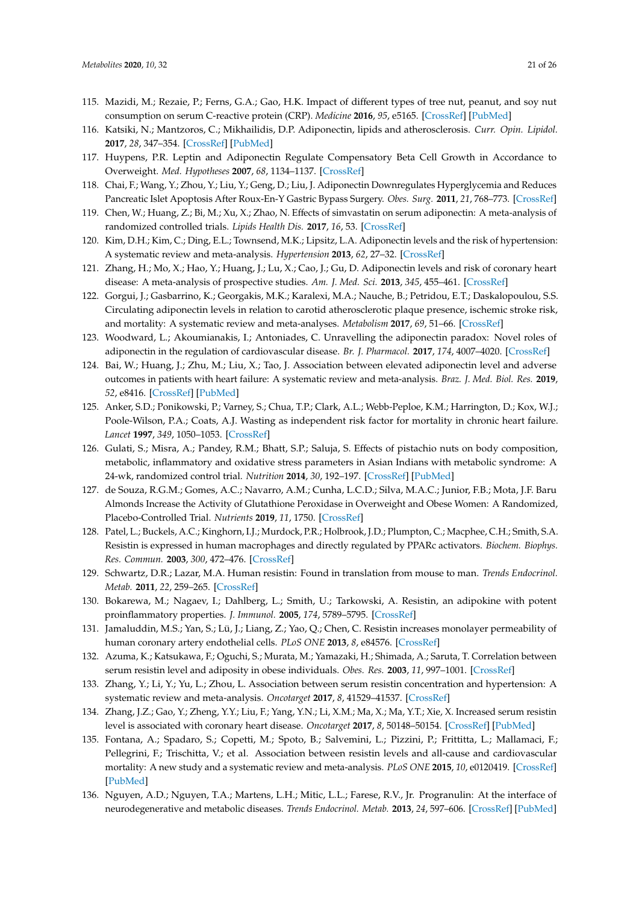115. Mazidi, M.; Rezaie, P.; Ferns, G.A.; Gao, H.K. Impact of different types of tree nut, peanut, and soy nut consumption on serum C-reactive protein (CRP). *Medicine* **2016**, *95*, e5165. [CrossRef] [PubMed]
116. Katsiki, N.; Mantzoros, C.; Mikhailidis, D.P. Adiponectin, lipids and atherosclerosis. *Curr. Opin. Lipidol.* **2017**, *28*, 347–354. [CrossRef] [PubMed]
117. Huypens, P.R. Leptin and Adiponectin Regulate Compensatory Beta Cell Growth in Accordance to Overweight. *Med. Hypotheses* **2007**, *68*, 1134–1137. [CrossRef]
118. Chai, F.; Wang, Y.; Zhou, Y.; Liu, Y.; Geng, D.; Liu, J. Adiponectin Downregulates Hyperglycemia and Reduces Pancreatic Islet Apoptosis After Roux-En-Y Gastric Bypass Surgery. *Obes. Surg.* **2011**, *21*, 768–773. [CrossRef]
119. Chen, W.; Huang, Z.; Bi, M.; Xu, X.; Zhao, N. Effects of simvastatin on serum adiponectin: A meta-analysis of randomized controlled trials. *Lipids Health Dis.* **2017**, *16*, 53. [CrossRef]
120. Kim, D.H.; Kim, C.; Ding, E.L.; Townsend, M.K.; Lipsitz, L.A. Adiponectin levels and the risk of hypertension: A systematic review and meta-analysis. *Hypertension* **2013**, *62*, 27–32. [CrossRef]
121. Zhang, H.; Mo, X.; Hao, Y.; Huang, J.; Lu, X.; Cao, J.; Gu, D. Adiponectin levels and risk of coronary heart disease: A meta-analysis of prospective studies. *Am. J. Med. Sci.* **2013**, *345*, 455–461. [CrossRef]
122. Gorgui, J.; Gasbarrino, K.; Georgakis, M.K.; Karalexi, M.A.; Nauche, B.; Petridou, E.T.; Daskalopoulou, S.S. Circulating adiponectin levels in relation to carotid atherosclerotic plaque presence, ischemic stroke risk, and mortality: A systematic review and meta-analyses. *Metabolism* **2017**, *69*, 51–66. [CrossRef]
123. Woodward, L.; Akoumianakis, I.; Antoniades, C. Unravelling the adiponectin paradox: Novel roles of adiponectin in the regulation of cardiovascular disease. *Br. J. Pharmacol.* **2017**, *174*, 4007–4020. [CrossRef]
124. Bai, W.; Huang, J.; Zhu, M.; Liu, X.; Tao, J. Association between elevated adiponectin level and adverse outcomes in patients with heart failure: A systematic review and meta-analysis. *Braz. J. Med. Biol. Res.* **2019**, *52*, e8416. [CrossRef] [PubMed]
125. Anker, S.D.; Ponikowski, P.; Varney, S.; Chua, T.P.; Clark, A.L.; Webb-Peploe, K.M.; Harrington, D.; Kox, W.J.; Poole-Wilson, P.A.; Coats, A.J. Wasting as independent risk factor for mortality in chronic heart failure. *Lancet* **1997**, *349*, 1050–1053. [CrossRef]
126. Gulati, S.; Misra, A.; Pandey, R.M.; Bhatt, S.P.; Saluja, S. Effects of pistachio nuts on body composition, metabolic, inflammatory and oxidative stress parameters in Asian Indians with metabolic syndrome: A 24-wk, randomized control trial. *Nutrition* **2014**, *30*, 192–197. [CrossRef] [PubMed]
127. de Souza, R.G.M.; Gomes, A.C.; Navarro, A.M.; Cunha, L.C.D.; Silva, M.A.C.; Junior, F.B.; Mota, J.F. Baru Almonds Increase the Activity of Glutathione Peroxidase in Overweight and Obese Women: A Randomized, Placebo-Controlled Trial. *Nutrients* **2019**, *11*, 1750. [CrossRef]
128. Patel, L.; Buckels, A.C.; Kinghorn, I.J.; Murdock, P.R.; Holbrook, J.D.; Plumpton, C.; Macphee, C.H.; Smith, S.A. Resistin is expressed in human macrophages and directly regulated by PPARc activators. *Biochem. Biophys. Res. Commun.* **2003**, *300*, 472–476. [CrossRef]
129. Schwartz, D.R.; Lazar, M.A. Human resistin: Found in translation from mouse to man. *Trends Endocrinol. Metab.* **2011**, *22*, 259–265. [CrossRef]
130. Bokarewa, M.; Nagaev, I.; Dahlberg, L.; Smith, U.; Tarkowski, A. Resistin, an adipokine with potent proinflammatory properties. *J. Immunol.* **2005**, *174*, 5789–5795. [CrossRef]
131. Jamaluddin, M.S.; Yan, S.; Lü, J.; Liang, Z.; Yao, Q.; Chen, C. Resistin increases monolayer permeability of human coronary artery endothelial cells. *PLoS ONE* **2013**, *8*, e84576. [CrossRef]
132. Azuma, K.; Katsukawa, F.; Oguchi, S.; Murata, M.; Yamazaki, H.; Shimada, A.; Saruta, T. Correlation between serum resistin level and adiposity in obese individuals. *Obes. Res.* **2003**, *11*, 997–1001. [CrossRef]
133. Zhang, Y.; Li, Y.; Yu, L.; Zhou, L. Association between serum resistin concentration and hypertension: A systematic review and meta-analysis. *Oncotarget* **2017**, *8*, 41529–41537. [CrossRef]
134. Zhang, J.Z.; Gao, Y.; Zheng, Y.Y.; Liu, F.; Yang, Y.N.; Li, X.M.; Ma, X.; Ma, Y.T.; Xie, X. Increased serum resistin level is associated with coronary heart disease. *Oncotarget* **2017**, *8*, 50148–50154. [CrossRef] [PubMed]
135. Fontana, A.; Spadaro, S.; Copetti, M.; Spoto, B.; Salvemini, L.; Pizzini, P.; Frittitta, L.; Mallamaci, F.; Pellegrini, F.; Trischitta, V.; et al. Association between resistin levels and all-cause and cardiovascular mortality: A new study and a systematic review and meta-analysis. *PLoS ONE* **2015**, *10*, e0120419. [CrossRef] [PubMed]
136. Nguyen, A.D.; Nguyen, T.A.; Martens, L.H.; Mitic, L.L.; Farese, R.V., Jr. Progranulin: At the interface of neurodegenerative and metabolic diseases. *Trends Endocrinol. Metab.* **2013**, *24*, 597–606. [CrossRef] [PubMed]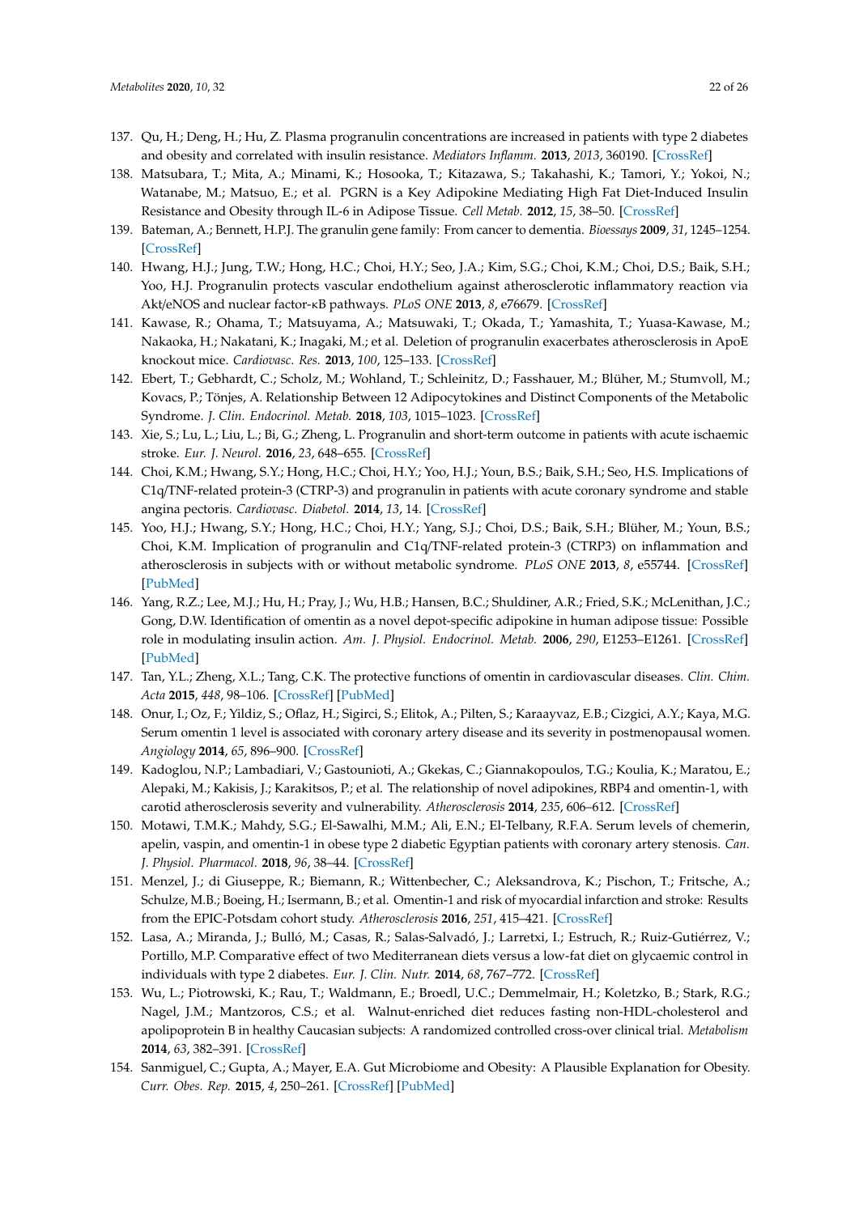137. Qu, H.; Deng, H.; Hu, Z. Plasma progranulin concentrations are increased in patients with type 2 diabetes and obesity and correlated with insulin resistance. *Mediators Inflamm.* **2013**, *2013*, 360190. [CrossRef]
138. Matsubara, T.; Mita, A.; Minami, K.; Hosooka, T.; Kitazawa, S.; Takahashi, K.; Tamori, Y.; Yokoi, N.; Watanabe, M.; Matsuo, E.; et al. PGRN is a Key Adipokine Mediating High Fat Diet-Induced Insulin Resistance and Obesity through IL-6 in Adipose Tissue. *Cell Metab.* **2012**, *15*, 38–50. [CrossRef]
139. Bateman, A.; Bennett, H.P.J. The granulin gene family: From cancer to dementia. *Bioessays* **2009**, *31*, 1245–1254. [CrossRef]
140. Hwang, H.J.; Jung, T.W.; Hong, H.C.; Choi, H.Y.; Seo, J.A.; Kim, S.G.; Choi, K.M.; Choi, D.S.; Baik, S.H.; Yoo, H.J. Progranulin protects vascular endothelium against atherosclerotic inflammatory reaction via Akt/eNOS and nuclear factor-κB pathways. *PLoS ONE* **2013**, *8*, e76679. [CrossRef]
141. Kawase, R.; Ohama, T.; Matsuyama, A.; Matsuwaki, T.; Okada, T.; Yamashita, T.; Yuasa-Kawase, M.; Nakaoka, H.; Nakatani, K.; Inagaki, M.; et al. Deletion of progranulin exacerbates atherosclerosis in ApoE knockout mice. *Cardiovasc. Res.* **2013**, *100*, 125–133. [CrossRef]
142. Ebert, T.; Gebhardt, C.; Scholz, M.; Wohland, T.; Schleinitz, D.; Fasshauer, M.; Blüher, M.; Stumvoll, M.; Kovacs, P.; Tönjes, A. Relationship Between 12 Adipocytokines and Distinct Components of the Metabolic Syndrome. *J. Clin. Endocrinol. Metab.* **2018**, *103*, 1015–1023. [CrossRef]
143. Xie, S.; Lu, L.; Liu, L.; Bi, G.; Zheng, L. Progranulin and short-term outcome in patients with acute ischaemic stroke. *Eur. J. Neurol.* **2016**, *23*, 648–655. [CrossRef]
144. Choi, K.M.; Hwang, S.Y.; Hong, H.C.; Choi, H.Y.; Yoo, H.J.; Youn, B.S.; Baik, S.H.; Seo, H.S. Implications of C1q/TNF-related protein-3 (CTRP-3) and progranulin in patients with acute coronary syndrome and stable angina pectoris. *Cardiovasc. Diabetol.* **2014**, *13*, 14. [CrossRef]
145. Yoo, H.J.; Hwang, S.Y.; Hong, H.C.; Choi, H.Y.; Yang, S.J.; Choi, D.S.; Baik, S.H.; Blüher, M.; Youn, B.S.; Choi, K.M. Implication of progranulin and C1q/TNF-related protein-3 (CTRP3) on inflammation and atherosclerosis in subjects with or without metabolic syndrome. *PLoS ONE* **2013**, *8*, e55744. [CrossRef] [PubMed]
146. Yang, R.Z.; Lee, M.J.; Hu, H.; Pray, J.; Wu, H.B.; Hansen, B.C.; Shuldiner, A.R.; Fried, S.K.; McLenithan, J.C.; Gong, D.W. Identification of omentin as a novel depot-specific adipokine in human adipose tissue: Possible role in modulating insulin action. *Am. J. Physiol. Endocrinol. Metab.* **2006**, *290*, E1253–E1261. [CrossRef] [PubMed]
147. Tan, Y.L.; Zheng, X.L.; Tang, C.K. The protective functions of omentin in cardiovascular diseases. *Clin. Chim. Acta* **2015**, *448*, 98–106. [CrossRef] [PubMed]
148. Onur, I.; Oz, F.; Yildiz, S.; Oflaz, H.; Sigirci, S.; Elitok, A.; Pilten, S.; Karaayvaz, E.B.; Cizgici, A.Y.; Kaya, M.G. Serum omentin 1 level is associated with coronary artery disease and its severity in postmenopausal women. *Angiology* **2014**, *65*, 896–900. [CrossRef]
149. Kadoglou, N.P.; Lambadiari, V.; Gastounioti, A.; Gkekas, C.; Giannakopoulos, T.G.; Koulia, K.; Maratou, E.; Alepaki, M.; Kakisis, J.; Karakitsos, P.; et al. The relationship of novel adipokines, RBP4 and omentin-1, with carotid atherosclerosis severity and vulnerability. *Atherosclerosis* **2014**, *235*, 606–612. [CrossRef]
150. Motawi, T.M.K.; Mahdy, S.G.; El-Sawalhi, M.M.; Ali, E.N.; El-Telbany, R.F.A. Serum levels of chemerin, apelin, vaspin, and omentin-1 in obese type 2 diabetic Egyptian patients with coronary artery stenosis. *Can. J. Physiol. Pharmacol.* **2018**, *96*, 38–44. [CrossRef]
151. Menzel, J.; di Giuseppe, R.; Biemann, R.; Wittenbecher, C.; Aleksandrova, K.; Pischon, T.; Fritsche, A.; Schulze, M.B.; Boeing, H.; Isermann, B.; et al. Omentin-1 and risk of myocardial infarction and stroke: Results from the EPIC-Potsdam cohort study. *Atherosclerosis* **2016**, *251*, 415–421. [CrossRef]
152. Lasa, A.; Miranda, J.; Bulló, M.; Casas, R.; Salas-Salvadó, J.; Larretxi, I.; Estruch, R.; Ruiz-Gutiérrez, V.; Portillo, M.P. Comparative effect of two Mediterranean diets versus a low-fat diet on glycaemic control in individuals with type 2 diabetes. *Eur. J. Clin. Nutr.* **2014**, *68*, 767–772. [CrossRef]
153. Wu, L.; Piotrowski, K.; Rau, T.; Waldmann, E.; Broedl, U.C.; Demmelmair, H.; Koletzko, B.; Stark, R.G.; Nagel, J.M.; Mantzoros, C.S.; et al. Walnut-enriched diet reduces fasting non-HDL-cholesterol and apolipoprotein B in healthy Caucasian subjects: A randomized controlled cross-over clinical trial. *Metabolism* **2014**, *63*, 382–391. [CrossRef]
154. Sanmiguel, C.; Gupta, A.; Mayer, E.A. Gut Microbiome and Obesity: A Plausible Explanation for Obesity. *Curr. Obes. Rep.* **2015**, *4*, 250–261. [CrossRef] [PubMed]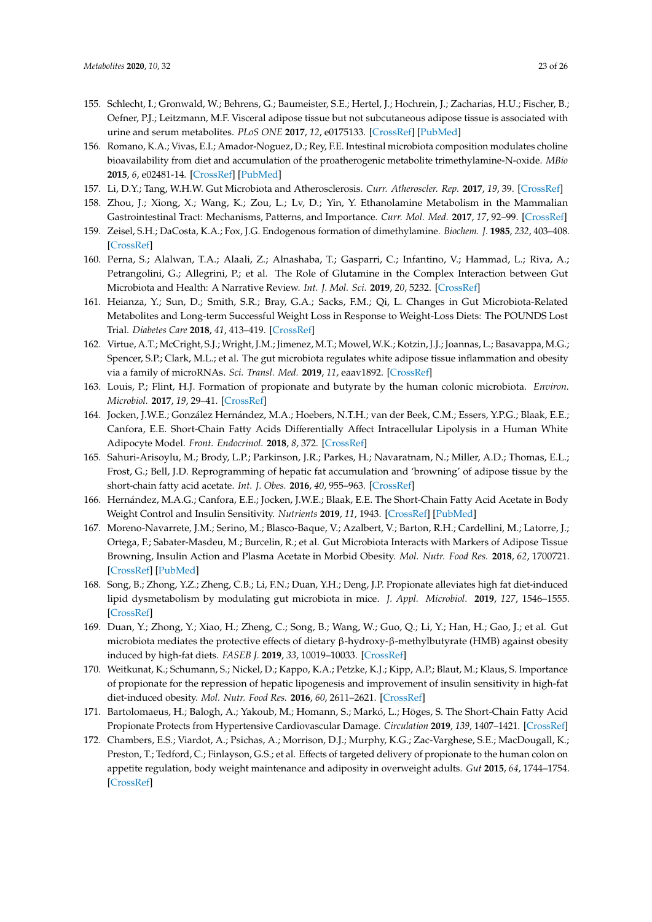155. Schlecht, I.; Gronwald, W.; Behrens, G.; Baumeister, S.E.; Hertel, J.; Hochrein, J.; Zacharias, H.U.; Fischer, B.; Oefner, P.J.; Leitzmann, M.F. Visceral adipose tissue but not subcutaneous adipose tissue is associated with urine and serum metabolites. *PLoS ONE* **2017**, *12*, e0175133. [CrossRef] [PubMed]
156. Romano, K.A.; Vivas, E.I.; Amador-Noguez, D.; Rey, F.E. Intestinal microbiota composition modulates choline bioavailability from diet and accumulation of the proatherogenic metabolite trimethylamine-N-oxide. *MBio* **2015**, *6*, e02481-14. [CrossRef] [PubMed]
157. Li, D.Y.; Tang, W.H.W. Gut Microbiota and Atherosclerosis. *Curr. Atheroscler. Rep.* **2017**, *19*, 39. [CrossRef]
158. Zhou, J.; Xiong, X.; Wang, K.; Zou, L.; Lv, D.; Yin, Y. Ethanolamine Metabolism in the Mammalian Gastrointestinal Tract: Mechanisms, Patterns, and Importance. *Curr. Mol. Med.* **2017**, *17*, 92–99. [CrossRef]
159. Zeisel, S.H.; DaCosta, K.A.; Fox, J.G. Endogenous formation of dimethylamine. *Biochem. J.* **1985**, *232*, 403–408. [CrossRef]
160. Perna, S.; Alalwan, T.A.; Alaali, Z.; Alnashaba, T.; Gasparri, C.; Infantino, V.; Hammad, L.; Riva, A.; Petrangolini, G.; Allegrini, P.; et al. The Role of Glutamine in the Complex Interaction between Gut Microbiota and Health: A Narrative Review. *Int. J. Mol. Sci.* **2019**, *20*, 5232. [CrossRef]
161. Heianza, Y.; Sun, D.; Smith, S.R.; Bray, G.A.; Sacks, F.M.; Qi, L. Changes in Gut Microbiota-Related Metabolites and Long-term Successful Weight Loss in Response to Weight-Loss Diets: The POUNDS Lost Trial. *Diabetes Care* **2018**, *41*, 413–419. [CrossRef]
162. Virtue, A.T.; McCright, S.J.; Wright, J.M.; Jimenez, M.T.; Mowel, W.K.; Kotzin, J.J.; Joannas, L.; Basavappa, M.G.; Spencer, S.P.; Clark, M.L.; et al. The gut microbiota regulates white adipose tissue inflammation and obesity via a family of microRNAs. *Sci. Transl. Med.* **2019**, *11*, eaav1892. [CrossRef]
163. Louis, P.; Flint, H.J. Formation of propionate and butyrate by the human colonic microbiota. *Environ. Microbiol.* **2017**, *19*, 29–41. [CrossRef]
164. Jocken, J.W.E.; González Hernández, M.A.; Hoebers, N.T.H.; van der Beek, C.M.; Essers, Y.P.G.; Blaak, E.E.; Canfora, E.E. Short-Chain Fatty Acids Differentially Affect Intracellular Lipolysis in a Human White Adipocyte Model. *Front. Endocrinol.* **2018**, *8*, 372. [CrossRef]
165. Sahuri-Arisoylu, M.; Brody, L.P.; Parkinson, J.R.; Parkes, H.; Navaratnam, N.; Miller, A.D.; Thomas, E.L.; Frost, G.; Bell, J.D. Reprogramming of hepatic fat accumulation and 'browning' of adipose tissue by the short-chain fatty acid acetate. *Int. J. Obes.* **2016**, *40*, 955–963. [CrossRef]
166. Hernández, M.A.G.; Canfora, E.E.; Jocken, J.W.E.; Blaak, E.E. The Short-Chain Fatty Acid Acetate in Body Weight Control and Insulin Sensitivity. *Nutrients* **2019**, *11*, 1943. [CrossRef] [PubMed]
167. Moreno-Navarrete, J.M.; Serino, M.; Blasco-Baque, V.; Azalbert, V.; Barton, R.H.; Cardellini, M.; Latorre, J.; Ortega, F.; Sabater-Masdeu, M.; Burcelin, R.; et al. Gut Microbiota Interacts with Markers of Adipose Tissue Browning, Insulin Action and Plasma Acetate in Morbid Obesity. *Mol. Nutr. Food Res.* **2018**, *62*, 1700721. [CrossRef] [PubMed]
168. Song, B.; Zhong, Y.Z.; Zheng, C.B.; Li, F.N.; Duan, Y.H.; Deng, J.P. Propionate alleviates high fat diet-induced lipid dysmetabolism by modulating gut microbiota in mice. *J. Appl. Microbiol.* **2019**, *127*, 1546–1555. [CrossRef]
169. Duan, Y.; Zhong, Y.; Xiao, H.; Zheng, C.; Song, B.; Wang, W.; Guo, Q.; Li, Y.; Han, H.; Gao, J.; et al. Gut microbiota mediates the protective effects of dietary β-hydroxy-β-methylbutyrate (HMB) against obesity induced by high-fat diets. *FASEB J.* **2019**, *33*, 10019–10033. [CrossRef]
170. Weitkunat, K.; Schumann, S.; Nickel, D.; Kappo, K.A.; Petzke, K.J.; Kipp, A.P.; Blaut, M.; Klaus, S. Importance of propionate for the repression of hepatic lipogenesis and improvement of insulin sensitivity in high-fat diet-induced obesity. *Mol. Nutr. Food Res.* **2016**, *60*, 2611–2621. [CrossRef]
171. Bartolomaeus, H.; Balogh, A.; Yakoub, M.; Homann, S.; Markó, L.; Höges, S. The Short-Chain Fatty Acid Propionate Protects from Hypertensive Cardiovascular Damage. *Circulation* **2019**, *139*, 1407–1421. [CrossRef]
172. Chambers, E.S.; Viardot, A.; Psichas, A.; Morrison, D.J.; Murphy, K.G.; Zac-Varghese, S.E.; MacDougall, K.; Preston, T.; Tedford, C.; Finlayson, G.S.; et al. Effects of targeted delivery of propionate to the human colon on appetite regulation, body weight maintenance and adiposity in overweight adults. *Gut* **2015**, *64*, 1744–1754. [CrossRef]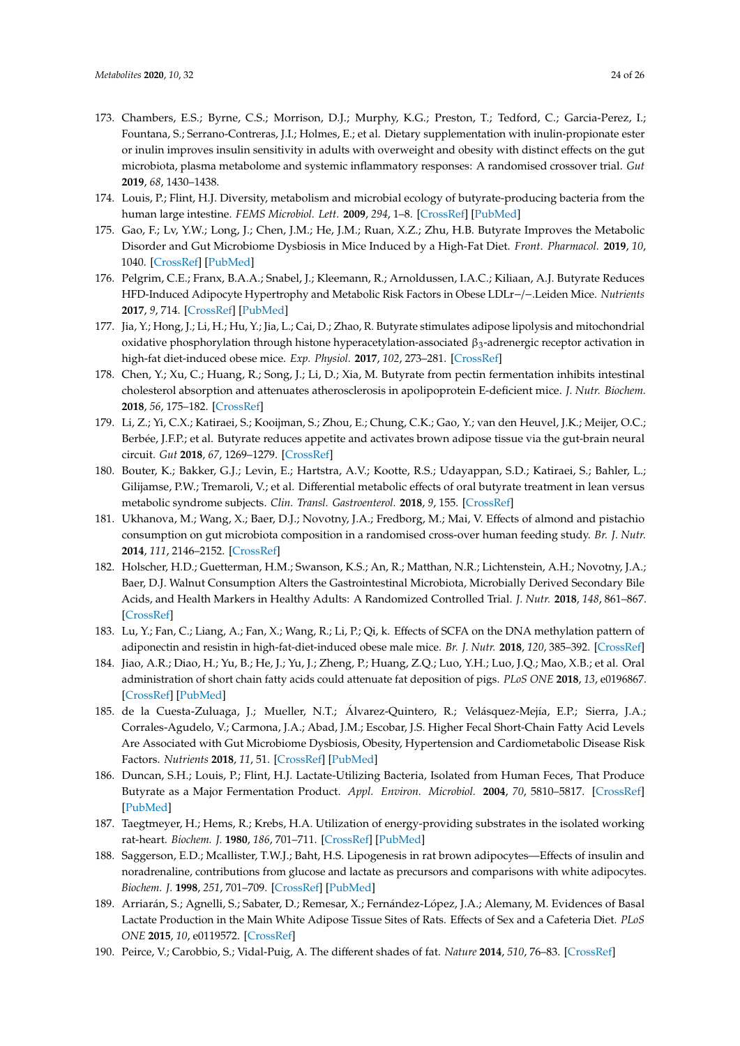173. Chambers, E.S.; Byrne, C.S.; Morrison, D.J.; Murphy, K.G.; Preston, T.; Tedford, C.; Garcia-Perez, I.; Fountana, S.; Serrano-Contreras, J.I.; Holmes, E.; et al. Dietary supplementation with inulin-propionate ester or inulin improves insulin sensitivity in adults with overweight and obesity with distinct effects on the gut microbiota, plasma metabolome and systemic inflammatory responses: A randomised crossover trial. *Gut* **2019**, *68*, 1430–1438.
174. Louis, P.; Flint, H.J. Diversity, metabolism and microbial ecology of butyrate-producing bacteria from the human large intestine. *FEMS Microbiol. Lett.* **2009**, *294*, 1–8. [CrossRef] [PubMed]
175. Gao, F.; Lv, Y.W.; Long, J.; Chen, J.M.; He, J.M.; Ruan, X.Z.; Zhu, H.B. Butyrate Improves the Metabolic Disorder and Gut Microbiome Dysbiosis in Mice Induced by a High-Fat Diet. *Front. Pharmacol.* **2019**, *10*, 1040. [CrossRef] [PubMed]
176. Pelgrim, C.E.; Franx, B.A.A.; Snabel, J.; Kleemann, R.; Arnoldussen, I.A.C.; Kiliaan, A.J. Butyrate Reduces HFD-Induced Adipocyte Hypertrophy and Metabolic Risk Factors in Obese LDLr−/−.Leiden Mice. *Nutrients* **2017**, *9*, 714. [CrossRef] [PubMed]
177. Jia, Y.; Hong, J.; Li, H.; Hu, Y.; Jia, L.; Cai, D.; Zhao, R. Butyrate stimulates adipose lipolysis and mitochondrial oxidative phosphorylation through histone hyperacetylation-associated $\beta_3$-adrenergic receptor activation in high-fat diet-induced obese mice. *Exp. Physiol.* **2017**, *102*, 273–281. [CrossRef]
178. Chen, Y.; Xu, C.; Huang, R.; Song, J.; Li, D.; Xia, M. Butyrate from pectin fermentation inhibits intestinal cholesterol absorption and attenuates atherosclerosis in apolipoprotein E-deficient mice. *J. Nutr. Biochem.* **2018**, *56*, 175–182. [CrossRef]
179. Li, Z.; Yi, C.X.; Katiraei, S.; Kooijman, S.; Zhou, E.; Chung, C.K.; Gao, Y.; van den Heuvel, J.K.; Meijer, O.C.; Berbée, J.F.P.; et al. Butyrate reduces appetite and activates brown adipose tissue via the gut-brain neural circuit. *Gut* **2018**, *67*, 1269–1279. [CrossRef]
180. Bouter, K.; Bakker, G.J.; Levin, E.; Hartstra, A.V.; Kootte, R.S.; Udayappan, S.D.; Katiraei, S.; Bahler, L.; Gilijamse, P.W.; Tremaroli, V.; et al. Differential metabolic effects of oral butyrate treatment in lean versus metabolic syndrome subjects. *Clin. Transl. Gastroenterol.* **2018**, *9*, 155. [CrossRef]
181. Ukhanova, M.; Wang, X.; Baer, D.J.; Novotny, J.A.; Fredborg, M.; Mai, V. Effects of almond and pistachio consumption on gut microbiota composition in a randomised cross-over human feeding study. *Br. J. Nutr.* **2014**, *111*, 2146–2152. [CrossRef]
182. Holscher, H.D.; Guetterman, H.M.; Swanson, K.S.; An, R.; Matthan, N.R.; Lichtenstein, A.H.; Novotny, J.A.; Baer, D.J. Walnut Consumption Alters the Gastrointestinal Microbiota, Microbially Derived Secondary Bile Acids, and Health Markers in Healthy Adults: A Randomized Controlled Trial. *J. Nutr.* **2018**, *148*, 861–867. [CrossRef]
183. Lu, Y.; Fan, C.; Liang, A.; Fan, X.; Wang, R.; Li, P.; Qi, k. Effects of SCFA on the DNA methylation pattern of adiponectin and resistin in high-fat-diet-induced obese male mice. *Br. J. Nutr.* **2018**, *120*, 385–392. [CrossRef]
184. Jiao, A.R.; Diao, H.; Yu, B.; He, J.; Yu, J.; Zheng, P.; Huang, Z.Q.; Luo, Y.H.; Luo, J.Q.; Mao, X.B.; et al. Oral administration of short chain fatty acids could attenuate fat deposition of pigs. *PLoS ONE* **2018**, *13*, e0196867. [CrossRef] [PubMed]
185. de la Cuesta-Zuluaga, J.; Mueller, N.T.; Álvarez-Quintero, R.; Velásquez-Mejía, E.P.; Sierra, J.A.; Corrales-Agudelo, V.; Carmona, J.A.; Abad, J.M.; Escobar, J.S. Higher Fecal Short-Chain Fatty Acid Levels Are Associated with Gut Microbiome Dysbiosis, Obesity, Hypertension and Cardiometabolic Disease Risk Factors. *Nutrients* **2018**, *11*, 51. [CrossRef] [PubMed]
186. Duncan, S.H.; Louis, P.; Flint, H.J. Lactate-Utilizing Bacteria, Isolated from Human Feces, That Produce Butyrate as a Major Fermentation Product. *Appl. Environ. Microbiol.* **2004**, *70*, 5810–5817. [CrossRef] [PubMed]
187. Taegtmeyer, H.; Hems, R.; Krebs, H.A. Utilization of energy-providing substrates in the isolated working rat-heart. *Biochem. J.* **1980**, *186*, 701–711. [CrossRef] [PubMed]
188. Saggerson, E.D.; Mcallister, T.W.J.; Baht, H.S. Lipogenesis in rat brown adipocytes—Effects of insulin and noradrenaline, contributions from glucose and lactate as precursors and comparisons with white adipocytes. *Biochem. J.* **1998**, *251*, 701–709. [CrossRef] [PubMed]
189. Arriarán, S.; Agnelli, S.; Sabater, D.; Remesar, X.; Fernández-López, J.A.; Alemany, M. Evidences of Basal Lactate Production in the Main White Adipose Tissue Sites of Rats. Effects of Sex and a Cafeteria Diet. *PLoS ONE* **2015**, *10*, e0119572. [CrossRef]
190. Peirce, V.; Carobbio, S.; Vidal-Puig, A. The different shades of fat. *Nature* **2014**, *510*, 76–83. [CrossRef]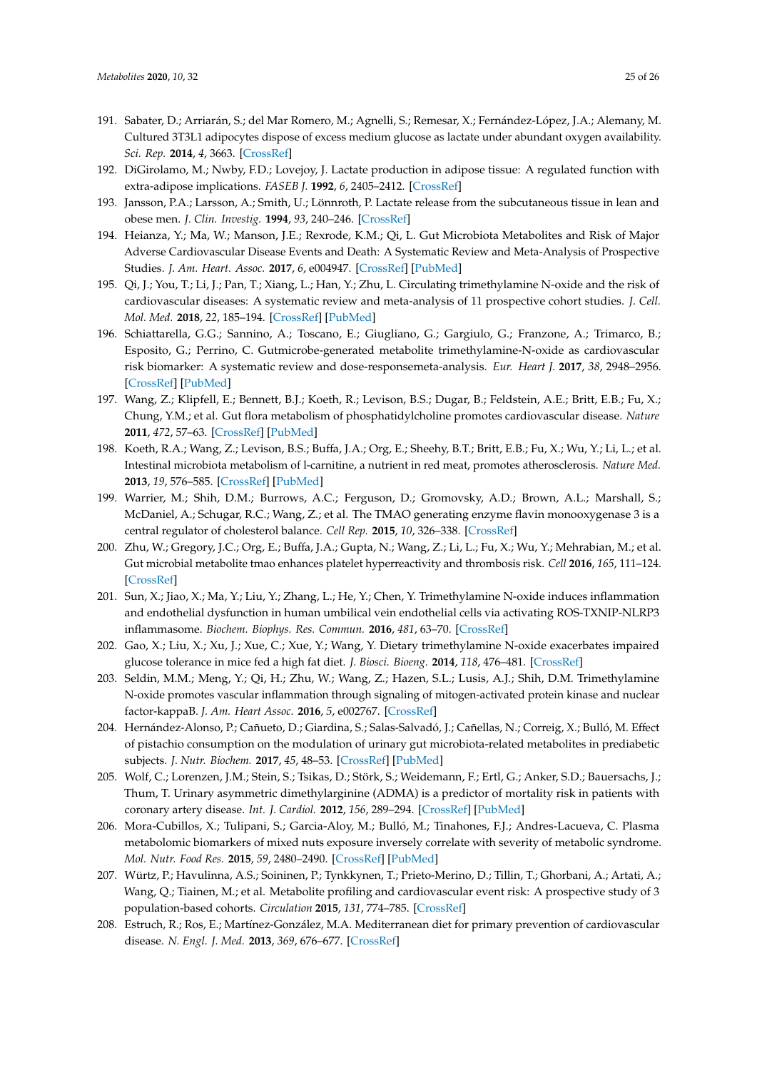191. Sabater, D.; Arriarán, S.; del Mar Romero, M.; Agnelli, S.; Remesar, X.; Fernández-López, J.A.; Alemany, M. Cultured 3T3L1 adipocytes dispose of excess medium glucose as lactate under abundant oxygen availability. *Sci. Rep.* **2014**, *4*, 3663. [CrossRef]
192. DiGirolamo, M.; Nwby, F.D.; Lovejoy, J. Lactate production in adipose tissue: A regulated function with extra-adipose implications. *FASEB J.* **1992**, *6*, 2405–2412. [CrossRef]
193. Jansson, P.A.; Larsson, A.; Smith, U.; Lönnroth, P. Lactate release from the subcutaneous tissue in lean and obese men. *J. Clin. Investig.* **1994**, *93*, 240–246. [CrossRef]
194. Heianza, Y.; Ma, W.; Manson, J.E.; Rexrode, K.M.; Qi, L. Gut Microbiota Metabolites and Risk of Major Adverse Cardiovascular Disease Events and Death: A Systematic Review and Meta-Analysis of Prospective Studies. *J. Am. Heart. Assoc.* **2017**, *6*, e004947. [CrossRef] [PubMed]
195. Qi, J.; You, T.; Li, J.; Pan, T.; Xiang, L.; Han, Y.; Zhu, L. Circulating trimethylamine N-oxide and the risk of cardiovascular diseases: A systematic review and meta-analysis of 11 prospective cohort studies. *J. Cell. Mol. Med.* **2018**, *22*, 185–194. [CrossRef] [PubMed]
196. Schiattarella, G.G.; Sannino, A.; Toscano, E.; Giugliano, G.; Gargiulo, G.; Franzone, A.; Trimarco, B.; Esposito, G.; Perrino, C. Gutmicrobe-generated metabolite trimethylamine-N-oxide as cardiovascular risk biomarker: A systematic review and dose-responsemeta-analysis. *Eur. Heart J.* **2017**, *38*, 2948–2956. [CrossRef] [PubMed]
197. Wang, Z.; Klipfell, E.; Bennett, B.J.; Koeth, R.; Levison, B.S.; Dugar, B.; Feldstein, A.E.; Britt, E.B.; Fu, X.; Chung, Y.M.; et al. Gut flora metabolism of phosphatidylcholine promotes cardiovascular disease. *Nature* **2011**, *472*, 57–63. [CrossRef] [PubMed]
198. Koeth, R.A.; Wang, Z.; Levison, B.S.; Buffa, J.A.; Org, E.; Sheehy, B.T.; Britt, E.B.; Fu, X.; Wu, Y.; Li, L.; et al. Intestinal microbiota metabolism of l-carnitine, a nutrient in red meat, promotes atherosclerosis. *Nature Med.* **2013**, *19*, 576–585. [CrossRef] [PubMed]
199. Warrier, M.; Shih, D.M.; Burrows, A.C.; Ferguson, D.; Gromovsky, A.D.; Brown, A.L.; Marshall, S.; McDaniel, A.; Schugar, R.C.; Wang, Z.; et al. The TMAO generating enzyme flavin monooxygenase 3 is a central regulator of cholesterol balance. *Cell Rep.* **2015**, *10*, 326–338. [CrossRef]
200. Zhu, W.; Gregory, J.C.; Org, E.; Buffa, J.A.; Gupta, N.; Wang, Z.; Li, L.; Fu, X.; Wu, Y.; Mehrabian, M.; et al. Gut microbial metabolite tmao enhances platelet hyperreactivity and thrombosis risk. *Cell* **2016**, *165*, 111–124. [CrossRef]
201. Sun, X.; Jiao, X.; Ma, Y.; Liu, Y.; Zhang, L.; He, Y.; Chen, Y. Trimethylamine N-oxide induces inflammation and endothelial dysfunction in human umbilical vein endothelial cells via activating ROS-TXNIP-NLRP3 inflammasome. *Biochem. Biophys. Res. Commun.* **2016**, *481*, 63–70. [CrossRef]
202. Gao, X.; Liu, X.; Xu, J.; Xue, C.; Xue, Y.; Wang, Y. Dietary trimethylamine N-oxide exacerbates impaired glucose tolerance in mice fed a high fat diet. *J. Biosci. Bioeng.* **2014**, *118*, 476–481. [CrossRef]
203. Seldin, M.M.; Meng, Y.; Qi, H.; Zhu, W.; Wang, Z.; Hazen, S.L.; Lusis, A.J.; Shih, D.M. Trimethylamine N-oxide promotes vascular inflammation through signaling of mitogen-activated protein kinase and nuclear factor-kappaB. *J. Am. Heart Assoc.* **2016**, *5*, e002767. [CrossRef]
204. Hernández-Alonso, P.; Cañueto, D.; Giardina, S.; Salas-Salvadó, J.; Cañellas, N.; Correig, X.; Bulló, M. Effect of pistachio consumption on the modulation of urinary gut microbiota-related metabolites in prediabetic subjects. *J. Nutr. Biochem.* **2017**, *45*, 48–53. [CrossRef] [PubMed]
205. Wolf, C.; Lorenzen, J.M.; Stein, S.; Tsikas, D.; Störk, S.; Weidemann, F.; Ertl, G.; Anker, S.D.; Bauersachs, J.; Thum, T. Urinary asymmetric dimethylarginine (ADMA) is a predictor of mortality risk in patients with coronary artery disease. *Int. J. Cardiol.* **2012**, *156*, 289–294. [CrossRef] [PubMed]
206. Mora-Cubillos, X.; Tulipani, S.; Garcia-Aloy, M.; Bulló, M.; Tinahones, F.J.; Andres-Lacueva, C. Plasma metabolomic biomarkers of mixed nuts exposure inversely correlate with severity of metabolic syndrome. *Mol. Nutr. Food Res.* **2015**, *59*, 2480–2490. [CrossRef] [PubMed]
207. Würtz, P.; Havulinna, A.S.; Soininen, P.; Tynkkynen, T.; Prieto-Merino, D.; Tillin, T.; Ghorbani, A.; Artati, A.; Wang, Q.; Tiainen, M.; et al. Metabolite profiling and cardiovascular event risk: A prospective study of 3 population-based cohorts. *Circulation* **2015**, *131*, 774–785. [CrossRef]
208. Estruch, R.; Ros, E.; Martínez-González, M.A. Mediterranean diet for primary prevention of cardiovascular disease. *N. Engl. J. Med.* **2013**, *369*, 676–677. [CrossRef]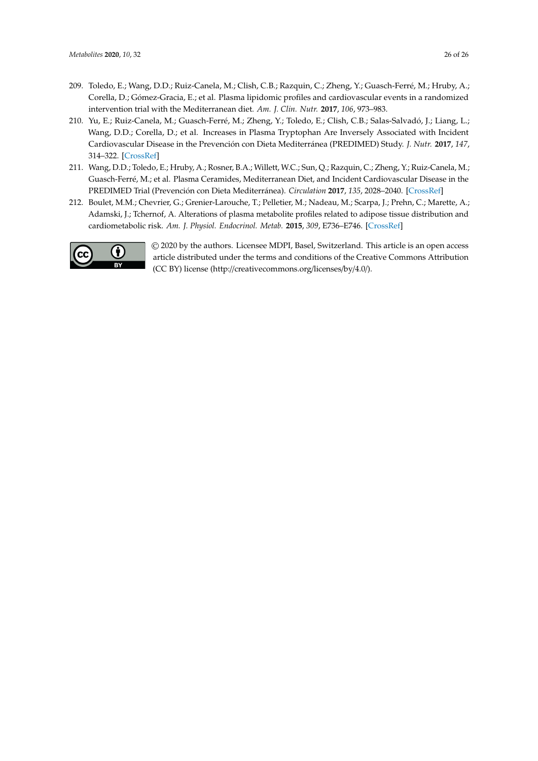209. Toledo, E.; Wang, D.D.; Ruiz-Canela, M.; Clish, C.B.; Razquin, C.; Zheng, Y.; Guasch-Ferré, M.; Hruby, A.; Corella, D.; Gómez-Gracia, E.; et al. Plasma lipidomic profiles and cardiovascular events in a randomized intervention trial with the Mediterranean diet. *Am. J. Clin. Nutr.* **2017**, *106*, 973–983.
210. Yu, E.; Ruiz-Canela, M.; Guasch-Ferré, M.; Zheng, Y.; Toledo, E.; Clish, C.B.; Salas-Salvadó, J.; Liang, L.; Wang, D.D.; Corella, D.; et al. Increases in Plasma Tryptophan Are Inversely Associated with Incident Cardiovascular Disease in the Prevención con Dieta Mediterránea (PREDIMED) Study. *J. Nutr.* **2017**, *147*, 314–322. [CrossRef]
211. Wang, D.D.; Toledo, E.; Hruby, A.; Rosner, B.A.; Willett, W.C.; Sun, Q.; Razquin, C.; Zheng, Y.; Ruiz-Canela, M.; Guasch-Ferré, M.; et al. Plasma Ceramides, Mediterranean Diet, and Incident Cardiovascular Disease in the PREDIMED Trial (Prevención con Dieta Mediterránea). *Circulation* **2017**, *135*, 2028–2040. [CrossRef]
212. Boulet, M.M.; Chevrier, G.; Grenier-Larouche, T.; Pelletier, M.; Nadeau, M.; Scarpa, J.; Prehn, C.; Marette, A.; Adamski, J.; Tchernof, A. Alterations of plasma metabolite profiles related to adipose tissue distribution and cardiometabolic risk. *Am. J. Physiol. Endocrinol. Metab.* **2015**, *309*, E736–E746. [CrossRef]

© 2020 by the authors. Licensee MDPI, Basel, Switzerland. This article is an open access article distributed under the terms and conditions of the Creative Commons Attribution (CC BY) license (http://creativecommons.org/licenses/by/4.0/).